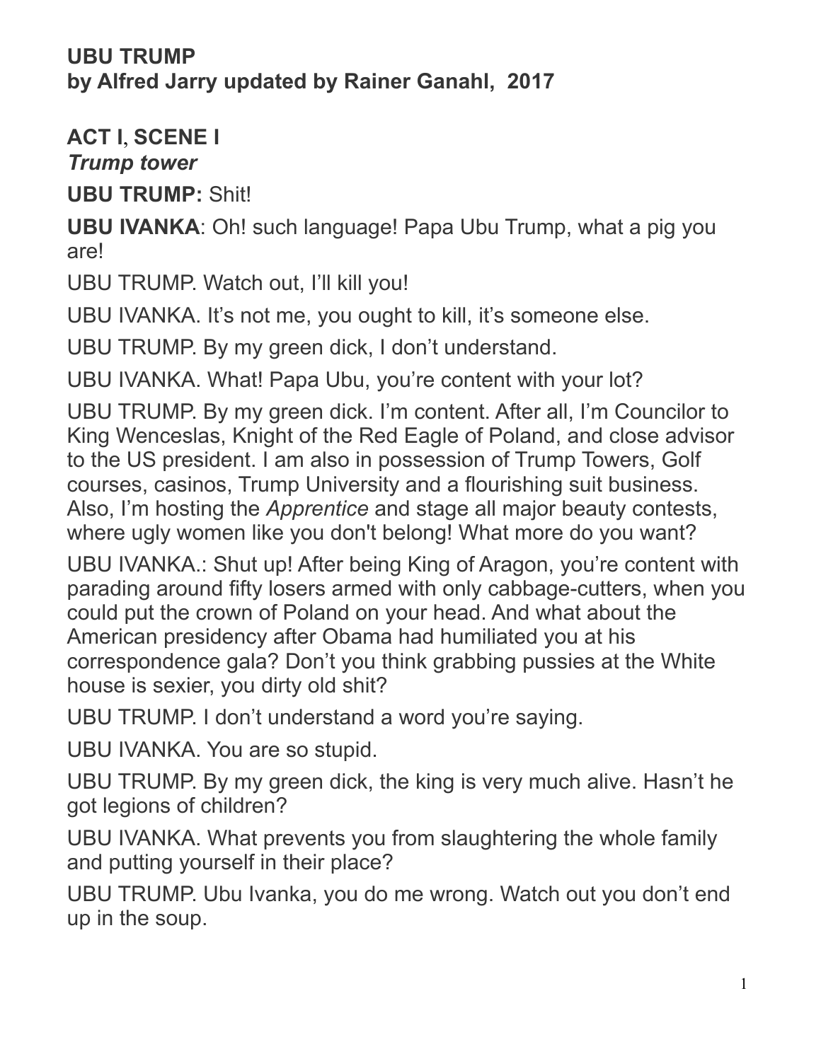**UBU TRUMP**
**by Alfred Jarry updated by Rainer Ganahl, 2017**

## ACT I, SCENE I

***Trump tower***

**UBU TRUMP:** Shit!

**UBU IVANKA**: Oh! such language! Papa Ubu Trump, what a pig you are!

UBU TRUMP. Watch out, I'll kill you!

UBU IVANKA. It's not me, you ought to kill, it's someone else.

UBU TRUMP. By my green dick, I don't understand.

UBU IVANKA. What! Papa Ubu, you're content with your lot?

UBU TRUMP. By my green dick. I'm content. After all, I'm Councilor to King Wenceslas, Knight of the Red Eagle of Poland, and close advisor to the US president. I am also in possession of Trump Towers, Golf courses, casinos, Trump University and a flourishing suit business. Also, I'm hosting the *Apprentice* and stage all major beauty contests, where ugly women like you don't belong! What more do you want?

UBU IVANKA.: Shut up! After being King of Aragon, you're content with parading around fifty losers armed with only cabbage-cutters, when you could put the crown of Poland on your head. And what about the American presidency after Obama had humiliated you at his correspondence gala? Don't you think grabbing pussies at the White house is sexier, you dirty old shit?

UBU TRUMP. I don't understand a word you're saying.

UBU IVANKA. You are so stupid.

UBU TRUMP. By my green dick, the king is very much alive. Hasn't he got legions of children?

UBU IVANKA. What prevents you from slaughtering the whole family and putting yourself in their place?

UBU TRUMP. Ubu Ivanka, you do me wrong. Watch out you don't end up in the soup.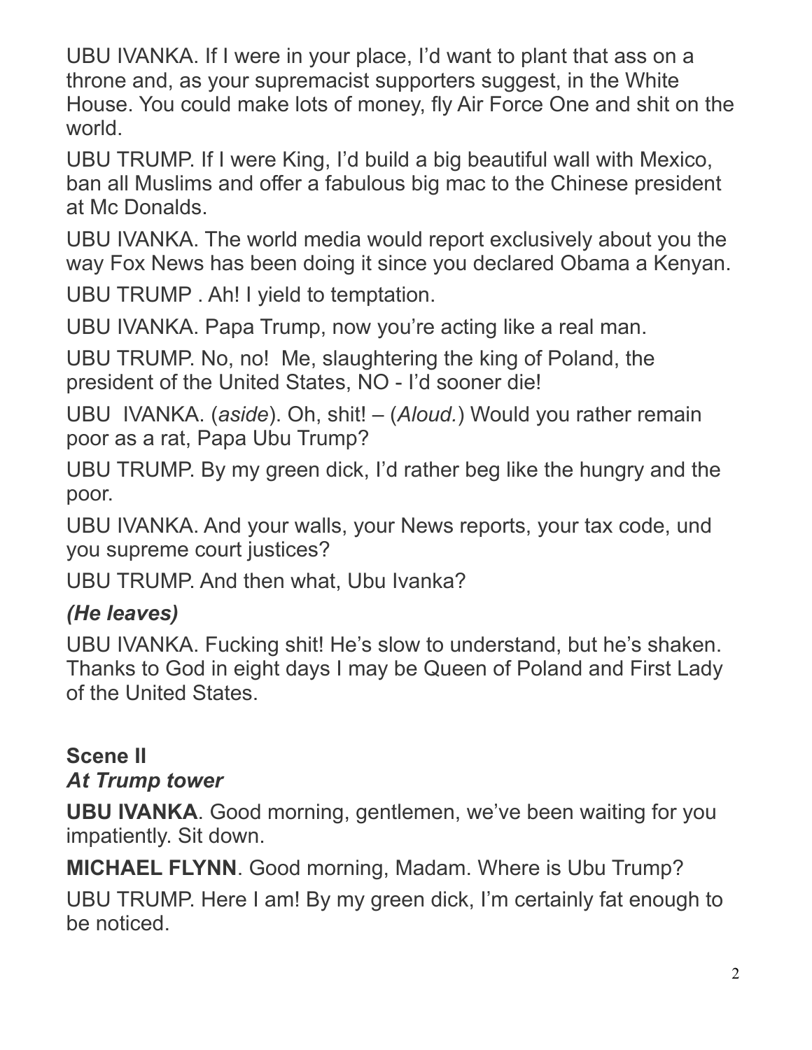UBU IVANKA. If I were in your place, I'd want to plant that ass on a throne and, as your supremacist supporters suggest, in the White House. You could make lots of money, fly Air Force One and shit on the world.

UBU TRUMP. If I were King, I'd build a big beautiful wall with Mexico, ban all Muslims and offer a fabulous big mac to the Chinese president at Mc Donalds.

UBU IVANKA. The world media would report exclusively about you the way Fox News has been doing it since you declared Obama a Kenyan.

UBU TRUMP . Ah! I yield to temptation.

UBU IVANKA. Papa Trump, now you're acting like a real man.

UBU TRUMP. No, no! Me, slaughtering the king of Poland, the president of the United States, NO - I'd sooner die!

UBU IVANKA. (*aside*). Oh, shit! – (*Aloud.*) Would you rather remain poor as a rat, Papa Ubu Trump?

UBU TRUMP. By my green dick, I'd rather beg like the hungry and the poor.

UBU IVANKA. And your walls, your News reports, your tax code, und you supreme court justices?

UBU TRUMP. And then what, Ubu Ivanka?

***(He leaves)***

UBU IVANKA. Fucking shit! He's slow to understand, but he's shaken. Thanks to God in eight days I may be Queen of Poland and First Lady of the United States.

## Scene II

***At Trump tower***

**UBU IVANKA**. Good morning, gentlemen, we've been waiting for you impatiently. Sit down.

**MICHAEL FLYNN**. Good morning, Madam. Where is Ubu Trump?

UBU TRUMP. Here I am! By my green dick, I'm certainly fat enough to be noticed.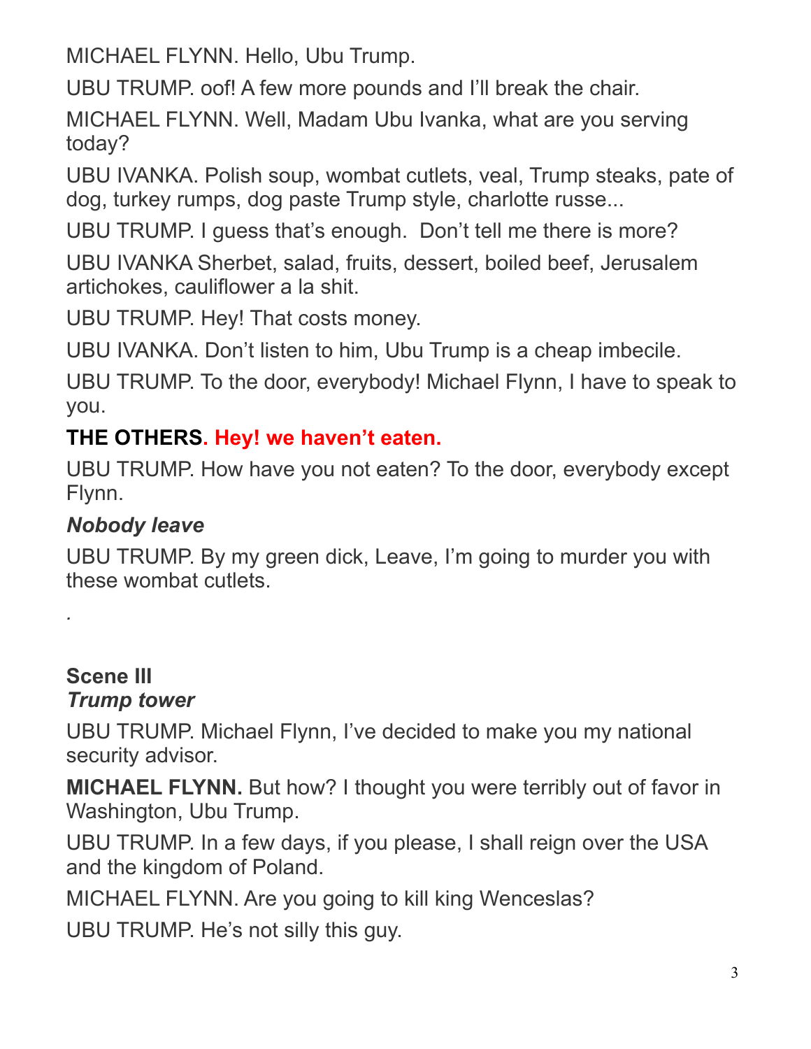MICHAEL FLYNN. Hello, Ubu Trump.

UBU TRUMP. oof! A few more pounds and I'll break the chair.

MICHAEL FLYNN. Well, Madam Ubu Ivanka, what are you serving today?

UBU IVANKA. Polish soup, wombat cutlets, veal, Trump steaks, pate of dog, turkey rumps, dog paste Trump style, charlotte russe...

UBU TRUMP. I guess that's enough.  Don't tell me there is more?

UBU IVANKA Sherbet, salad, fruits, dessert, boiled beef, Jerusalem artichokes, cauliflower a la shit.

UBU TRUMP. Hey! That costs money.

UBU IVANKA. Don't listen to him, Ubu Trump is a cheap imbecile.

UBU TRUMP. To the door, everybody! Michael Flynn, I have to speak to you.

**THE OTHERS. Hey! we haven't eaten.**

UBU TRUMP. How have you not eaten? To the door, everybody except Flynn.

***Nobody leave***

UBU TRUMP. By my green dick, Leave, I'm going to murder you with these wombat cutlets.

.

**Scene III**
***Trump tower***

UBU TRUMP. Michael Flynn, I've decided to make you my national security advisor.

**MICHAEL FLYNN.** But how? I thought you were terribly out of favor in Washington, Ubu Trump.

UBU TRUMP. In a few days, if you please, I shall reign over the USA and the kingdom of Poland.

MICHAEL FLYNN. Are you going to kill king Wenceslas?

UBU TRUMP. He's not silly this guy.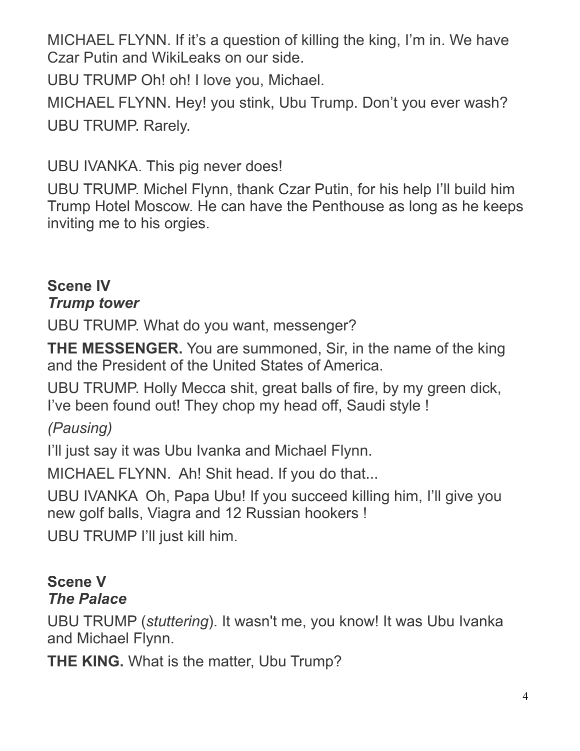MICHAEL FLYNN. If it's a question of killing the king, I'm in. We have Czar Putin and WikiLeaks on our side.

UBU TRUMP Oh! oh! I love you, Michael.

MICHAEL FLYNN. Hey! you stink, Ubu Trump. Don't you ever wash?

UBU TRUMP. Rarely.

UBU IVANKA. This pig never does!

UBU TRUMP. Michel Flynn, thank Czar Putin, for his help I'll build him Trump Hotel Moscow. He can have the Penthouse as long as he keeps inviting me to his orgies.

### Scene IV
***Trump tower***

UBU TRUMP. What do you want, messenger?

**THE MESSENGER.** You are summoned, Sir, in the name of the king and the President of the United States of America.

UBU TRUMP. Holly Mecca shit, great balls of fire, by my green dick, I've been found out! They chop my head off, Saudi style !

*(Pausing)*

I'll just say it was Ubu Ivanka and Michael Flynn.

MICHAEL FLYNN. Ah! Shit head. If you do that...

UBU IVANKA Oh, Papa Ubu! If you succeed killing him, I'll give you new golf balls, Viagra and 12 Russian hookers !

UBU TRUMP I'll just kill him.

### Scene V
***The Palace***

UBU TRUMP (*stuttering*). It wasn't me, you know! It was Ubu Ivanka and Michael Flynn.

**THE KING.** What is the matter, Ubu Trump?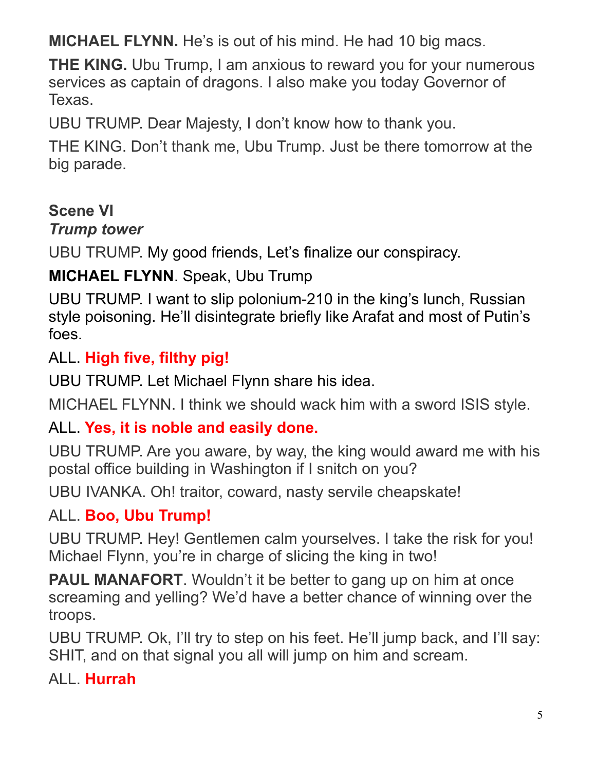**MICHAEL FLYNN.** He's is out of his mind. He had 10 big macs.

**THE KING.** Ubu Trump, I am anxious to reward you for your numerous services as captain of dragons. I also make you today Governor of Texas.

UBU TRUMP. Dear Majesty, I don't know how to thank you.

THE KING. Don't thank me, Ubu Trump. Just be there tomorrow at the big parade.

## Scene VI

***Trump tower***

UBU TRUMP. My good friends, Let's finalize our conspiracy.

**MICHAEL FLYNN**. Speak, Ubu Trump

UBU TRUMP. I want to slip polonium-210 in the king's lunch, Russian style poisoning. He'll disintegrate briefly like Arafat and most of Putin's foes.

ALL. **High five, filthy pig!**

UBU TRUMP. Let Michael Flynn share his idea.

MICHAEL FLYNN. I think we should wack him with a sword ISIS style.

ALL. **Yes, it is noble and easily done.**

UBU TRUMP. Are you aware, by way, the king would award me with his postal office building in Washington if I snitch on you?

UBU IVANKA. Oh! traitor, coward, nasty servile cheapskate!

ALL. **Boo, Ubu Trump!**

UBU TRUMP. Hey! Gentlemen calm yourselves. I take the risk for you! Michael Flynn, you're in charge of slicing the king in two!

**PAUL MANAFORT**. Wouldn't it be better to gang up on him at once screaming and yelling? We'd have a better chance of winning over the troops.

UBU TRUMP. Ok, I'll try to step on his feet. He'll jump back, and I'll say: SHIT, and on that signal you all will jump on him and scream.

ALL. **Hurrah**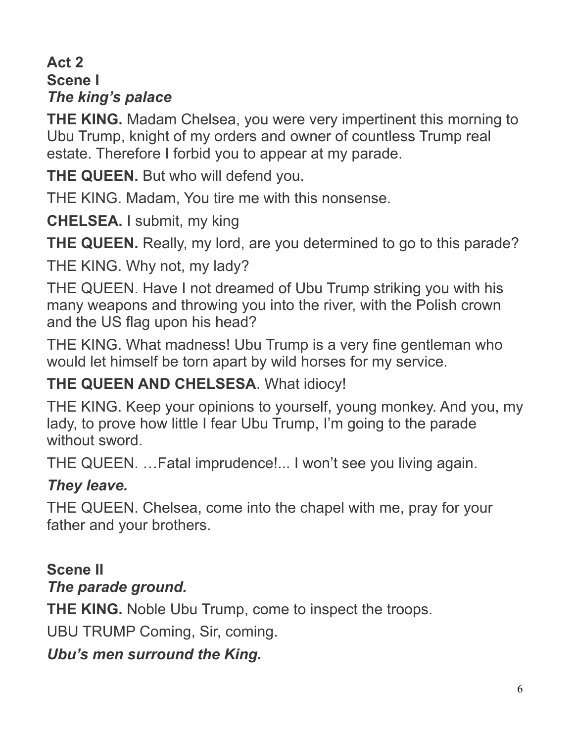**Act 2**
**Scene I**
***The king's palace***

**THE KING.** Madam Chelsea, you were very impertinent this morning to Ubu Trump, knight of my orders and owner of countless Trump real estate. Therefore I forbid you to appear at my parade.

**THE QUEEN.** But who will defend you.

THE KING. Madam, You tire me with this nonsense.

**CHELSEA.** I submit, my king

**THE QUEEN.** Really, my lord, are you determined to go to this parade?

THE KING. Why not, my lady?

THE QUEEN. Have I not dreamed of Ubu Trump striking you with his many weapons and throwing you into the river, with the Polish crown and the US flag upon his head?

THE KING. What madness! Ubu Trump is a very fine gentleman who would let himself be torn apart by wild horses for my service.

**THE QUEEN AND CHELSESA**. What idiocy!

THE KING. Keep your opinions to yourself, young monkey. And you, my lady, to prove how little I fear Ubu Trump, I'm going to the parade without sword.

THE QUEEN. …Fatal imprudence!... I won't see you living again.

***They leave.***

THE QUEEN. Chelsea, come into the chapel with me, pray for your father and your brothers.

**Scene II**
***The parade ground.***

**THE KING.** Noble Ubu Trump, come to inspect the troops.

UBU TRUMP Coming, Sir, coming.

***Ubu's men surround the King.***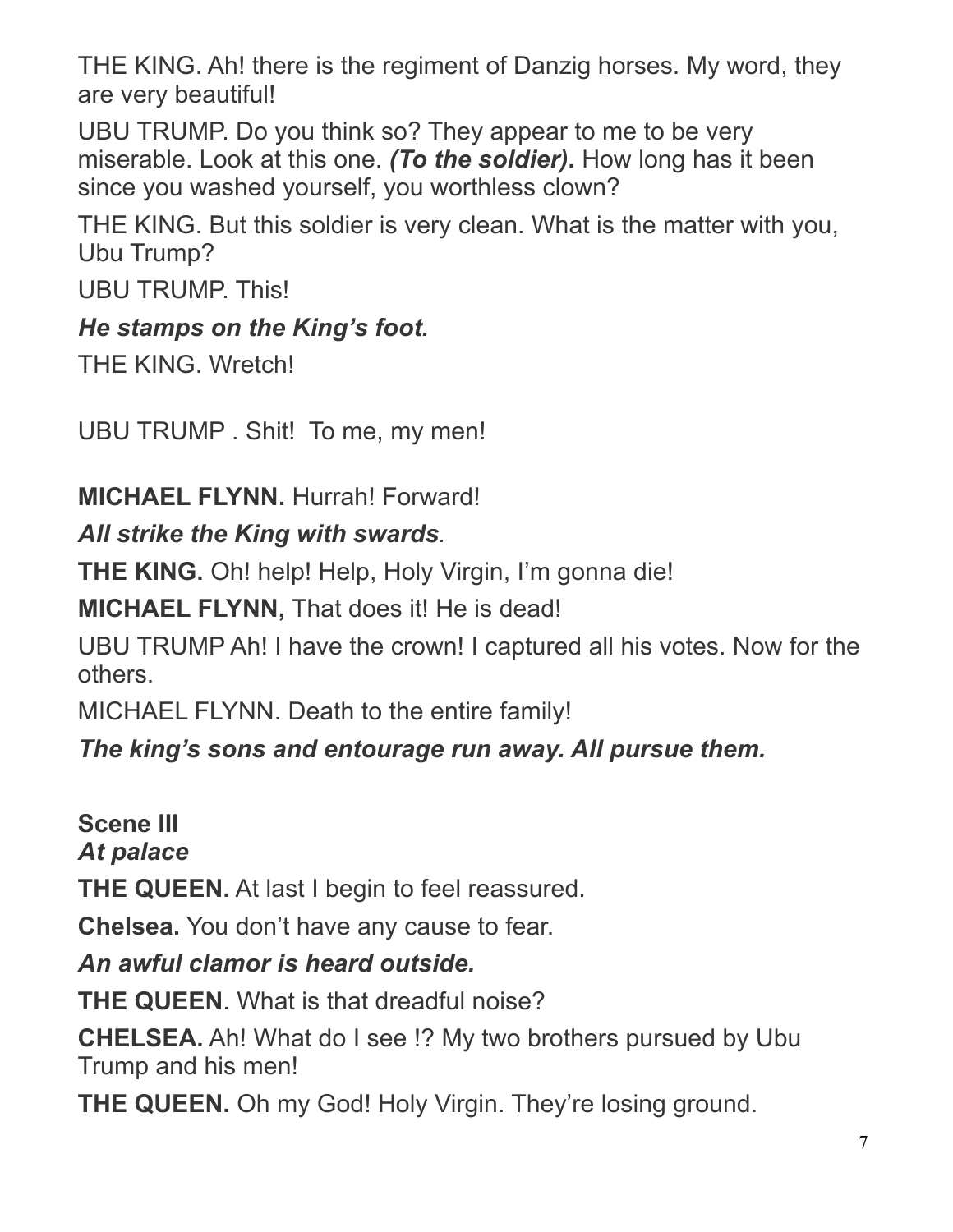THE KING. Ah! there is the regiment of Danzig horses. My word, they are very beautiful!

UBU TRUMP. Do you think so? They appear to me to be very miserable. Look at this one. ***(To the soldier)*****.** How long has it been since you washed yourself, you worthless clown?

THE KING. But this soldier is very clean. What is the matter with you, Ubu Trump?

UBU TRUMP. This!

***He stamps on the King's foot.***

THE KING. Wretch!

UBU TRUMP . Shit! To me, my men!

**MICHAEL FLYNN.** Hurrah! Forward!

***All strike the King with swards*****.**

**THE KING.** Oh! help! Help, Holy Virgin, I'm gonna die!

**MICHAEL FLYNN,** That does it! He is dead!

UBU TRUMP Ah! I have the crown! I captured all his votes. Now for the others.

MICHAEL FLYNN. Death to the entire family!

***The king's sons and entourage run away. All pursue them.***

**Scene III**
***At palace***

**THE QUEEN.** At last I begin to feel reassured.

**Chelsea.** You don't have any cause to fear.

***An awful clamor is heard outside.***

**THE QUEEN**. What is that dreadful noise?

**CHELSEA.** Ah! What do I see !? My two brothers pursued by Ubu Trump and his men!

**THE QUEEN.** Oh my God! Holy Virgin. They're losing ground.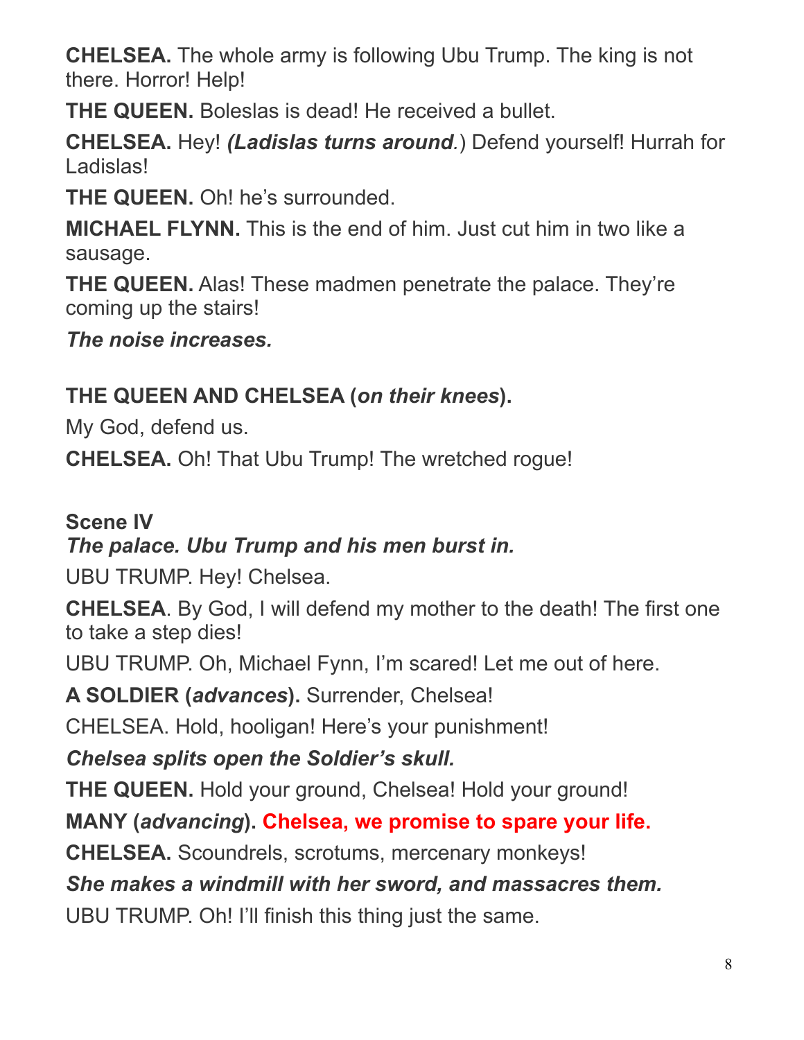**CHELSEA.** The whole army is following Ubu Trump. The king is not there. Horror! Help!

**THE QUEEN.** Boleslas is dead! He received a bullet.

**CHELSEA.** Hey! ***(Ladislas turns around**.*) Defend yourself! Hurrah for Ladislas!

**THE QUEEN.** Oh! he's surrounded.

**MICHAEL FLYNN.** This is the end of him. Just cut him in two like a sausage.

**THE QUEEN.** Alas! These madmen penetrate the palace. They're coming up the stairs!

***The noise increases.***

**THE QUEEN AND CHELSEA (*on their knees*).**

My God, defend us.

**CHELSEA.** Oh! That Ubu Trump! The wretched rogue!

**Scene IV**

***The palace. Ubu Trump and his men burst in.***

UBU TRUMP. Hey! Chelsea.

**CHELSEA**. By God, I will defend my mother to the death! The first one to take a step dies!

UBU TRUMP. Oh, Michael Fynn, I'm scared! Let me out of here.

**A SOLDIER (*advances*).** Surrender, Chelsea!

CHELSEA. Hold, hooligan! Here's your punishment!

***Chelsea splits open the Soldier's skull.***

**THE QUEEN.** Hold your ground, Chelsea! Hold your ground!

**MANY (*advancing*). Chelsea, we promise to spare your life.**

**CHELSEA.** Scoundrels, scrotums, mercenary monkeys!

***She makes a windmill with her sword, and massacres them.***

UBU TRUMP. Oh! I'll finish this thing just the same.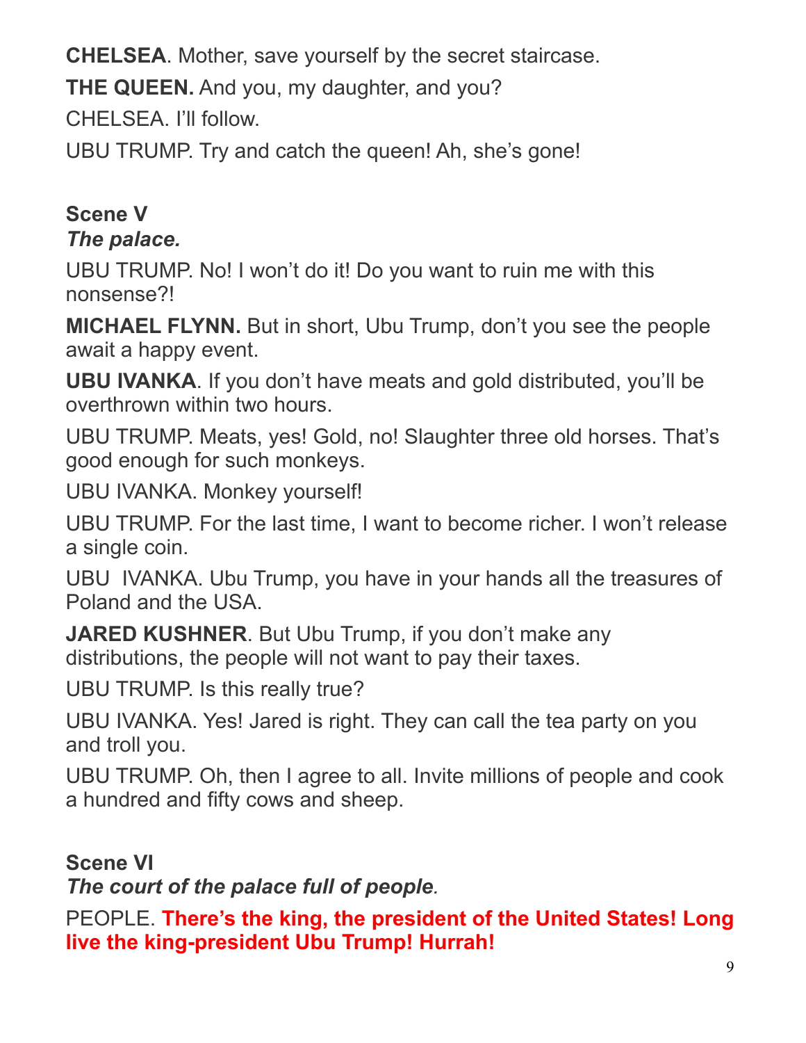**CHELSEA**. Mother, save yourself by the secret staircase.

**THE QUEEN.** And you, my daughter, and you?

CHELSEA. I'll follow.

UBU TRUMP. Try and catch the queen! Ah, she's gone!

**Scene V**

***The palace.***

UBU TRUMP. No! I won't do it! Do you want to ruin me with this nonsense?!

**MICHAEL FLYNN.** But in short, Ubu Trump, don't you see the people await a happy event.

**UBU IVANKA**. If you don't have meats and gold distributed, you'll be overthrown within two hours.

UBU TRUMP. Meats, yes! Gold, no! Slaughter three old horses. That's good enough for such monkeys.

UBU IVANKA. Monkey yourself!

UBU TRUMP. For the last time, I want to become richer. I won't release a single coin.

UBU IVANKA. Ubu Trump, you have in your hands all the treasures of Poland and the USA.

**JARED KUSHNER**. But Ubu Trump, if you don't make any distributions, the people will not want to pay their taxes.

UBU TRUMP. Is this really true?

UBU IVANKA. Yes! Jared is right. They can call the tea party on you and troll you.

UBU TRUMP. Oh, then I agree to all. Invite millions of people and cook a hundred and fifty cows and sheep.

**Scene VI**

***The court of the palace full of people*.**

PEOPLE. **There's the king, the president of the United States! Long live the king-president Ubu Trump! Hurrah!**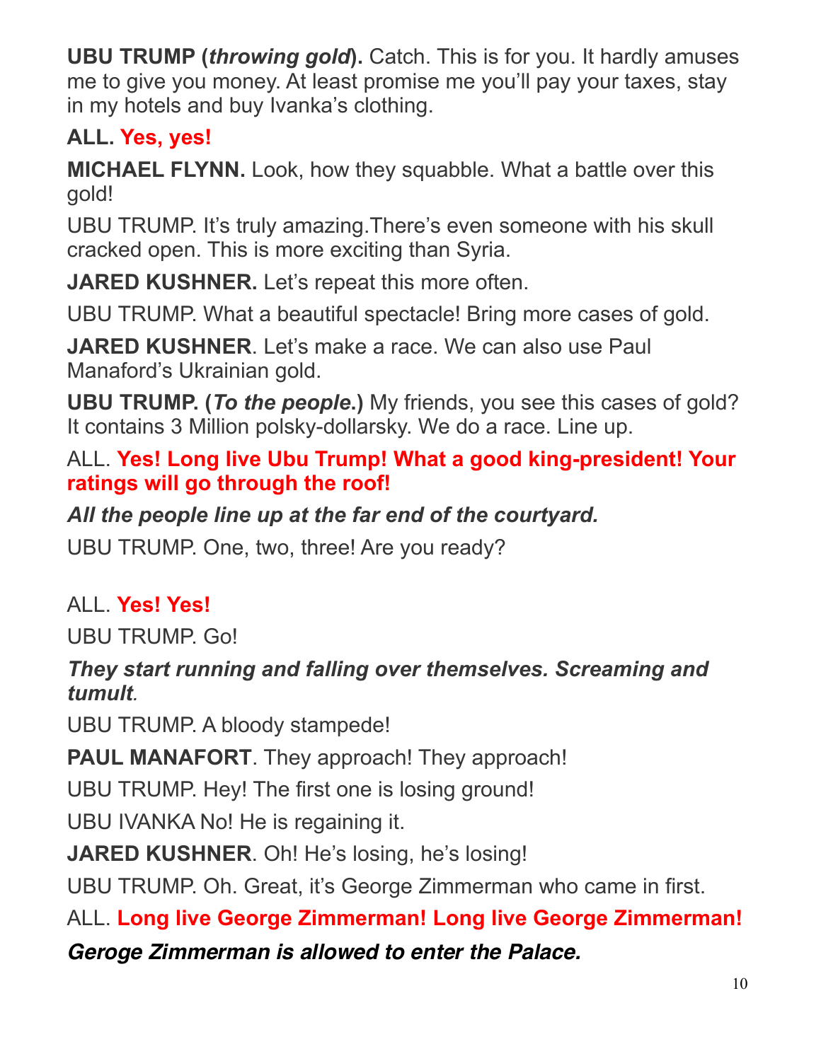**UBU TRUMP (*throwing gold*).** Catch. This is for you. It hardly amuses me to give you money. At least promise me you'll pay your taxes, stay in my hotels and buy Ivanka's clothing.

**ALL. Yes, yes!**

**MICHAEL FLYNN.** Look, how they squabble. What a battle over this gold!

UBU TRUMP. It's truly amazing.There's even someone with his skull cracked open. This is more exciting than Syria.

**JARED KUSHNER.** Let's repeat this more often.

UBU TRUMP. What a beautiful spectacle! Bring more cases of gold.

**JARED KUSHNER**. Let's make a race. We can also use Paul Manaford's Ukrainian gold.

**UBU TRUMP. (*To the people*.)** My friends, you see this cases of gold? It contains 3 Million polsky-dollarsky. We do a race. Line up.

ALL. **Yes! Long live Ubu Trump! What a good king-president! Your ratings will go through the roof!**

***All the people line up at the far end of the courtyard.***

UBU TRUMP. One, two, three! Are you ready?

ALL. **Yes! Yes!**

UBU TRUMP. Go!

***They start running and falling over themselves. Screaming and tumult.***

UBU TRUMP. A bloody stampede!

**PAUL MANAFORT**. They approach! They approach!

UBU TRUMP. Hey! The first one is losing ground!

UBU IVANKA No! He is regaining it.

**JARED KUSHNER**. Oh! He's losing, he's losing!

UBU TRUMP. Oh. Great, it's George Zimmerman who came in first.

ALL. **Long live George Zimmerman! Long live George Zimmerman!**

***Geroge Zimmerman is allowed to enter the Palace.***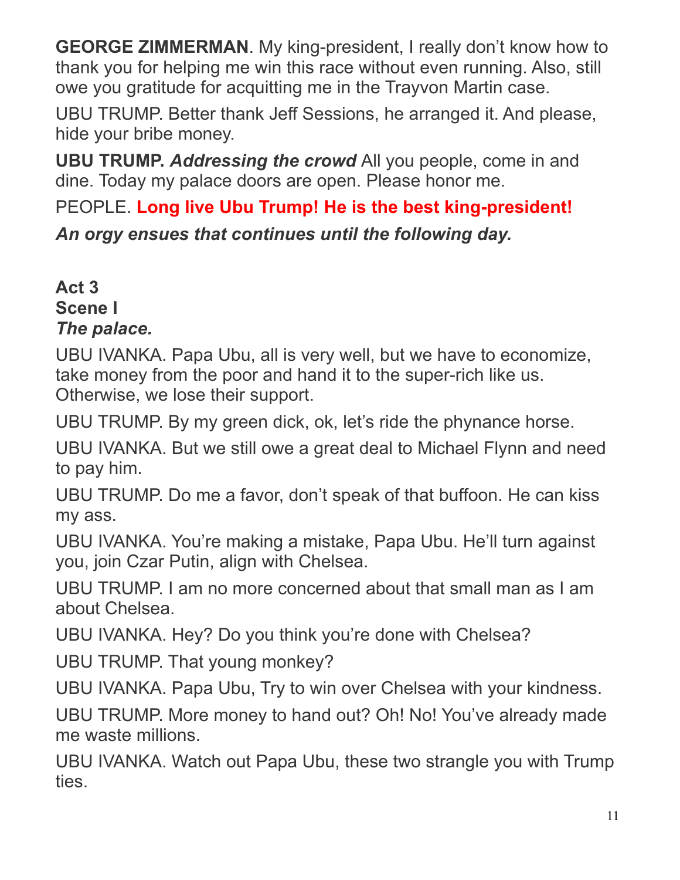**GEORGE ZIMMERMAN**. My king-president, I really don't know how to thank you for helping me win this race without even running. Also, still owe you gratitude for acquitting me in the Trayvon Martin case.

UBU TRUMP. Better thank Jeff Sessions, he arranged it. And please, hide your bribe money.

**UBU TRUMP.** ***Addressing the crowd*** All you people, come in and dine. Today my palace doors are open. Please honor me.

PEOPLE. **Long live Ubu Trump! He is the best king-president!**

***An orgy ensues that continues until the following day.***

**Act 3**
**Scene I**
***The palace.***

UBU IVANKA. Papa Ubu, all is very well, but we have to economize, take money from the poor and hand it to the super-rich like us. Otherwise, we lose their support.

UBU TRUMP. By my green dick, ok, let's ride the phynance horse.

UBU IVANKA. But we still owe a great deal to Michael Flynn and need to pay him.

UBU TRUMP. Do me a favor, don't speak of that buffoon. He can kiss my ass.

UBU IVANKA. You're making a mistake, Papa Ubu. He'll turn against you, join Czar Putin, align with Chelsea.

UBU TRUMP. I am no more concerned about that small man as I am about Chelsea.

UBU IVANKA. Hey? Do you think you're done with Chelsea?

UBU TRUMP. That young monkey?

UBU IVANKA. Papa Ubu, Try to win over Chelsea with your kindness.

UBU TRUMP. More money to hand out? Oh! No! You've already made me waste millions.

UBU IVANKA. Watch out Papa Ubu, these two strangle you with Trump ties.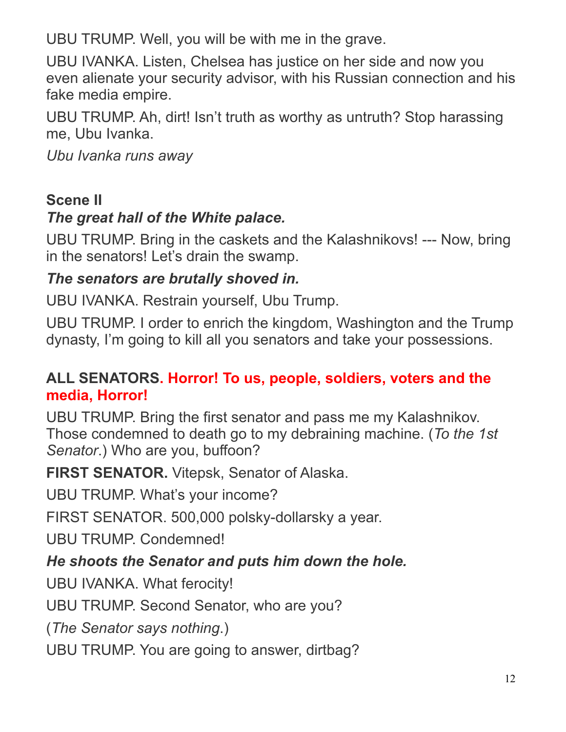UBU TRUMP. Well, you will be with me in the grave.

UBU IVANKA. Listen, Chelsea has justice on her side and now you even alienate your security advisor, with his Russian connection and his fake media empire.

UBU TRUMP. Ah, dirt! Isn't truth as worthy as untruth? Stop harassing me, Ubu Ivanka.

*Ubu Ivanka runs away*

**Scene II**

***The great hall of the White palace.***

UBU TRUMP. Bring in the caskets and the Kalashnikovs! --- Now, bring in the senators! Let's drain the swamp.

***The senators are brutally shoved in.***

UBU IVANKA. Restrain yourself, Ubu Trump.

UBU TRUMP. I order to enrich the kingdom, Washington and the Trump dynasty, I'm going to kill all you senators and take your possessions.

**ALL SENATORS. Horror! To us, people, soldiers, voters and the media, Horror!**

UBU TRUMP. Bring the first senator and pass me my Kalashnikov. Those condemned to death go to my debraining machine. (*To the 1st Senator*.) Who are you, buffoon?

**FIRST SENATOR.** Vitepsk, Senator of Alaska.

UBU TRUMP. What's your income?

FIRST SENATOR. 500,000 polsky-dollarsky a year.

UBU TRUMP. Condemned!

***He shoots the Senator and puts him down the hole.***

UBU IVANKA. What ferocity!

UBU TRUMP. Second Senator, who are you?

(*The Senator says nothing*.)

UBU TRUMP. You are going to answer, dirtbag?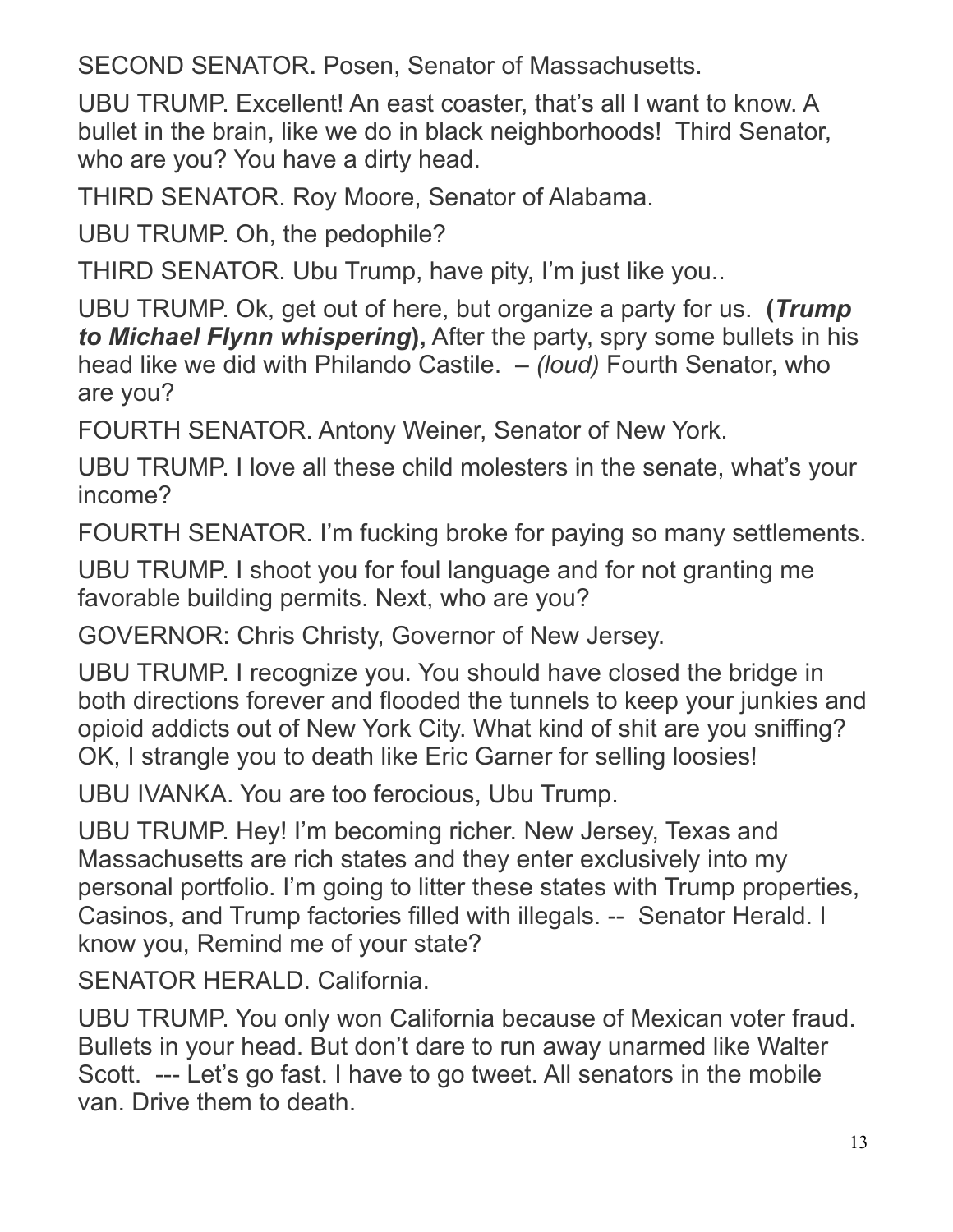SECOND SENATOR**.** Posen, Senator of Massachusetts.

UBU TRUMP. Excellent! An east coaster, that's all I want to know. A bullet in the brain, like we do in black neighborhoods!  Third Senator, who are you? You have a dirty head.

THIRD SENATOR. Roy Moore, Senator of Alabama.

UBU TRUMP. Oh, the pedophile?

THIRD SENATOR. Ubu Trump, have pity, I'm just like you..

UBU TRUMP. Ok, get out of here, but organize a party for us.  **(*Trump to Michael Flynn whispering*),** After the party, spry some bullets in his head like we did with Philando Castile.  – *(loud)* Fourth Senator, who are you?

FOURTH SENATOR. Antony Weiner, Senator of New York.

UBU TRUMP. I love all these child molesters in the senate, what's your income?

FOURTH SENATOR. I'm fucking broke for paying so many settlements.

UBU TRUMP. I shoot you for foul language and for not granting me favorable building permits. Next, who are you?

GOVERNOR: Chris Christy, Governor of New Jersey.

UBU TRUMP. I recognize you. You should have closed the bridge in both directions forever and flooded the tunnels to keep your junkies and opioid addicts out of New York City. What kind of shit are you sniffing? OK, I strangle you to death like Eric Garner for selling loosies!

UBU IVANKA. You are too ferocious, Ubu Trump.

UBU TRUMP. Hey! I'm becoming richer. New Jersey, Texas and Massachusetts are rich states and they enter exclusively into my personal portfolio. I'm going to litter these states with Trump properties, Casinos, and Trump factories filled with illegals. --  Senator Herald. I know you, Remind me of your state?

SENATOR HERALD. California.

UBU TRUMP. You only won California because of Mexican voter fraud. Bullets in your head. But don't dare to run away unarmed like Walter Scott.  --- Let's go fast. I have to go tweet. All senators in the mobile van. Drive them to death.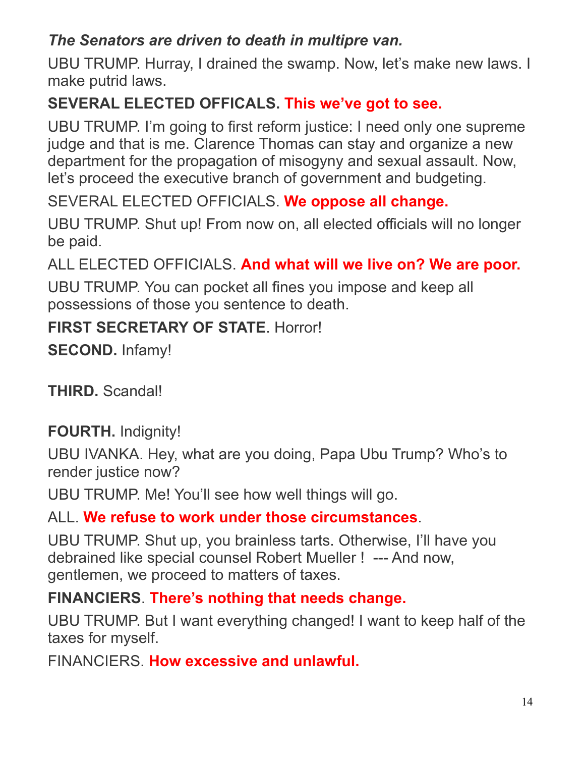***The Senators are driven to death in multipre van.***

UBU TRUMP. Hurray, I drained the swamp. Now, let's make new laws. I make putrid laws.

**SEVERAL ELECTED OFFICALS. This we've got to see.**

UBU TRUMP. I'm going to first reform justice: I need only one supreme judge and that is me. Clarence Thomas can stay and organize a new department for the propagation of misogyny and sexual assault. Now, let's proceed the executive branch of government and budgeting.

SEVERAL ELECTED OFFICIALS. **We oppose all change.**

UBU TRUMP. Shut up! From now on, all elected officials will no longer be paid.

ALL ELECTED OFFICIALS. **And what will we live on? We are poor.**

UBU TRUMP. You can pocket all fines you impose and keep all possessions of those you sentence to death.

**FIRST SECRETARY OF STATE**. Horror!

**SECOND.** Infamy!

**THIRD.** Scandal!

**FOURTH.** Indignity!

UBU IVANKA. Hey, what are you doing, Papa Ubu Trump? Who's to render justice now?

UBU TRUMP. Me! You'll see how well things will go.

ALL. **We refuse to work under those circumstances**.

UBU TRUMP. Shut up, you brainless tarts. Otherwise, I'll have you debrained like special counsel Robert Mueller ! --- And now, gentlemen, we proceed to matters of taxes.

**FINANCIERS**. **There's nothing that needs change.**

UBU TRUMP. But I want everything changed! I want to keep half of the taxes for myself.

FINANCIERS. **How excessive and unlawful.**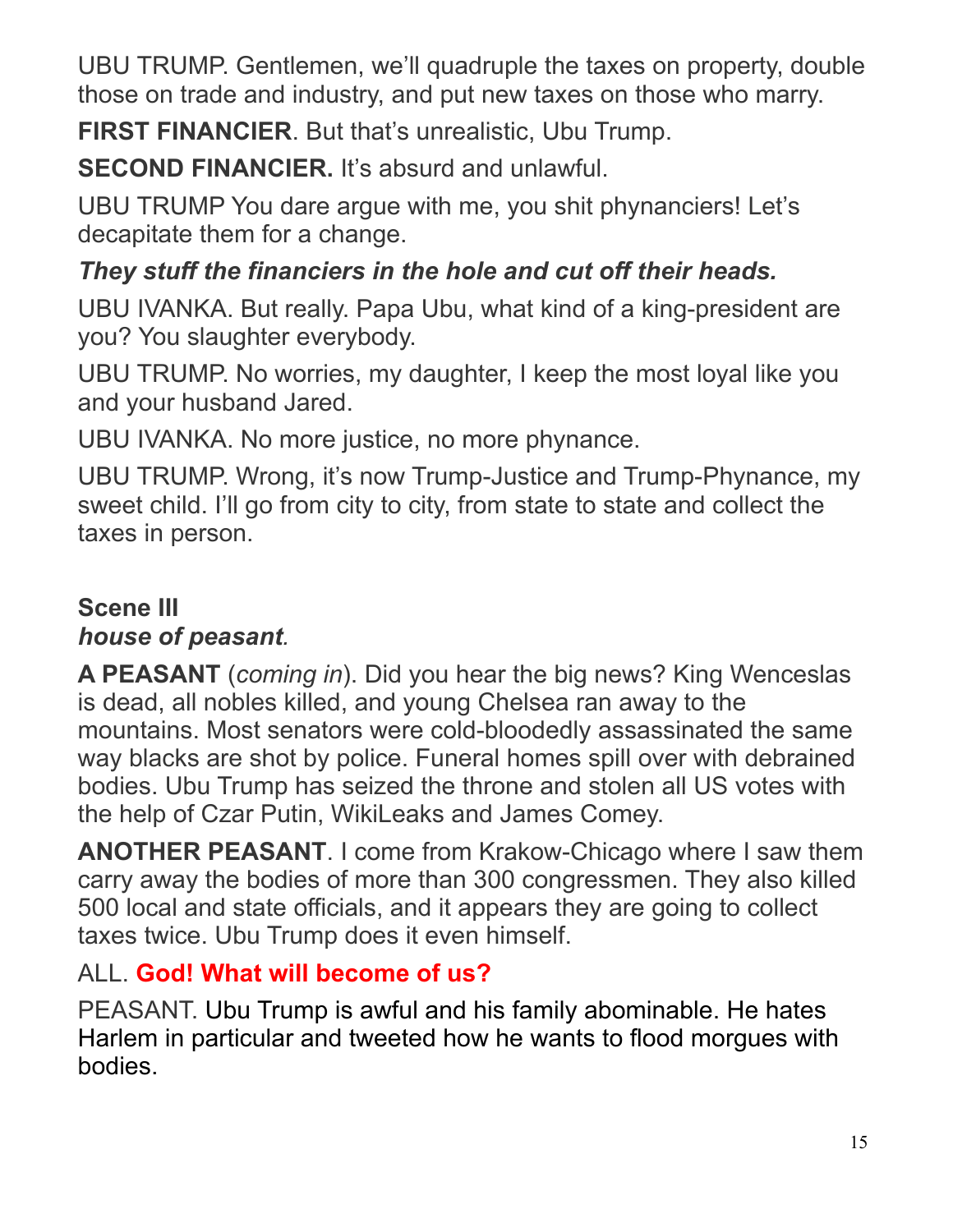UBU TRUMP. Gentlemen, we'll quadruple the taxes on property, double those on trade and industry, and put new taxes on those who marry.

**FIRST FINANCIER**. But that's unrealistic, Ubu Trump.

**SECOND FINANCIER.** It's absurd and unlawful.

UBU TRUMP You dare argue with me, you shit phynanciers! Let's decapitate them for a change.

***They stuff the financiers in the hole and cut off their heads.***

UBU IVANKA. But really. Papa Ubu, what kind of a king-president are you? You slaughter everybody.

UBU TRUMP. No worries, my daughter, I keep the most loyal like you and your husband Jared.

UBU IVANKA. No more justice, no more phynance.

UBU TRUMP. Wrong, it's now Trump-Justice and Trump-Phynance, my sweet child. I'll go from city to city, from state to state and collect the taxes in person.

### Scene III
***house of peasant**.*

**A PEASANT** (*coming in*). Did you hear the big news? King Wenceslas is dead, all nobles killed, and young Chelsea ran away to the mountains. Most senators were cold-bloodedly assassinated the same way blacks are shot by police. Funeral homes spill over with debrained bodies. Ubu Trump has seized the throne and stolen all US votes with the help of Czar Putin, WikiLeaks and James Comey.

**ANOTHER PEASANT**. I come from Krakow-Chicago where I saw them carry away the bodies of more than 300 congressmen. They also killed 500 local and state officials, and it appears they are going to collect taxes twice. Ubu Trump does it even himself.

ALL. **God! What will become of us?**

PEASANT. Ubu Trump is awful and his family abominable. He hates Harlem in particular and tweeted how he wants to flood morgues with bodies.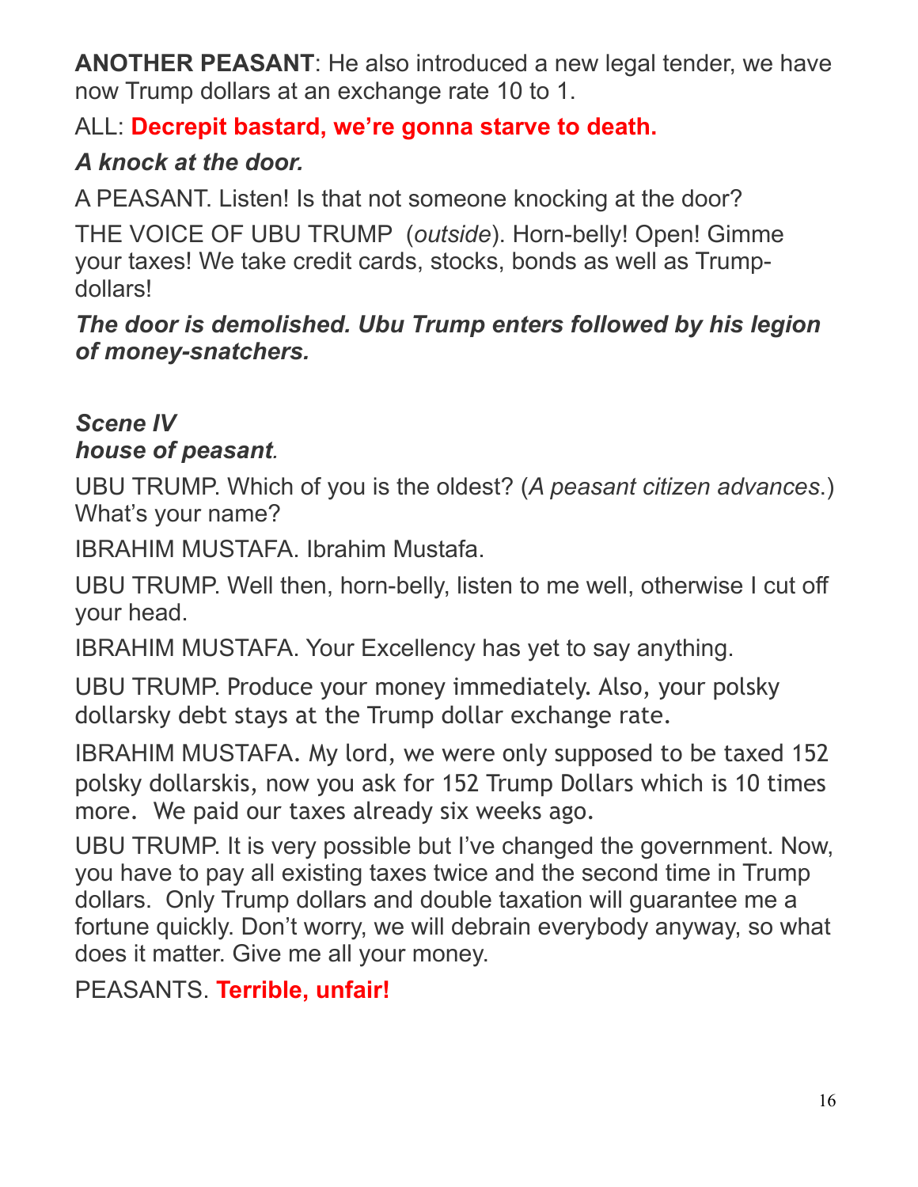**ANOTHER PEASANT**: He also introduced a new legal tender, we have now Trump dollars at an exchange rate 10 to 1.

ALL: **Decrepit bastard, we're gonna starve to death.**

***A knock at the door.***

A PEASANT. Listen! Is that not someone knocking at the door?

THE VOICE OF UBU TRUMP (*outside*). Horn-belly! Open! Gimme your taxes! We take credit cards, stocks, bonds as well as Trump-dollars!

***The door is demolished. Ubu Trump enters followed by his legion of money-snatchers.***

***Scene IV***
***house of peasant*.**

UBU TRUMP. Which of you is the oldest? (*A peasant citizen advances*.) What's your name?

IBRAHIM MUSTAFA. Ibrahim Mustafa.

UBU TRUMP. Well then, horn-belly, listen to me well, otherwise I cut off your head.

IBRAHIM MUSTAFA. Your Excellency has yet to say anything.

UBU TRUMP. Produce your money immediately. Also, your polsky dollarsky debt stays at the Trump dollar exchange rate.

IBRAHIM MUSTAFA. My lord, we were only supposed to be taxed 152 polsky dollarskis, now you ask for 152 Trump Dollars which is 10 times more. We paid our taxes already six weeks ago.

UBU TRUMP. It is very possible but I've changed the government. Now, you have to pay all existing taxes twice and the second time in Trump dollars. Only Trump dollars and double taxation will guarantee me a fortune quickly. Don't worry, we will debrain everybody anyway, so what does it matter. Give me all your money.

PEASANTS. **Terrible, unfair!**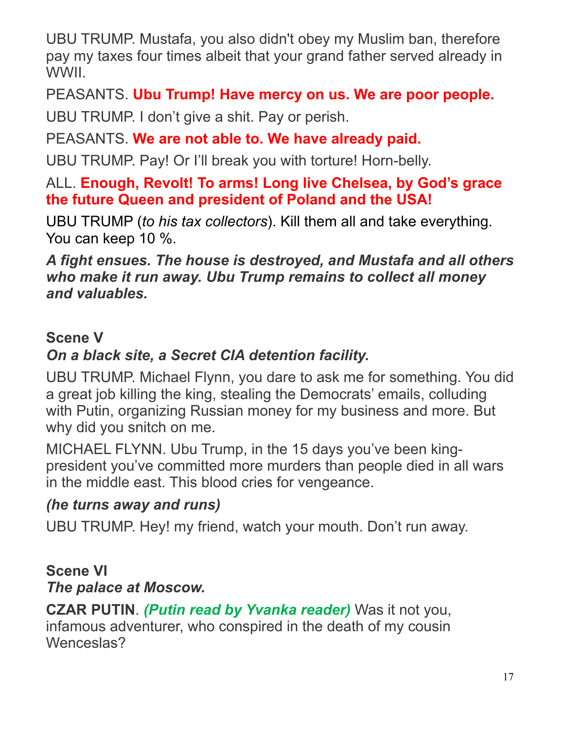UBU TRUMP. Mustafa, you also didn't obey my Muslim ban, therefore pay my taxes four times albeit that your grand father served already in WWII.

PEASANTS. **Ubu Trump! Have mercy on us. We are poor people.**

UBU TRUMP. I don't give a shit. Pay or perish.

PEASANTS. **We are not able to. We have already paid.**

UBU TRUMP. Pay! Or I'll break you with torture! Horn-belly.

ALL. **Enough, Revolt! To arms! Long live Chelsea, by God's grace the future Queen and president of Poland and the USA!**

UBU TRUMP (*to his tax collectors*). Kill them all and take everything. You can keep 10 %.

***A fight ensues. The house is destroyed, and Mustafa and all others who make it run away. Ubu Trump remains to collect all money and valuables.***

**Scene V**

***On a black site, a Secret CIA detention facility.***

UBU TRUMP. Michael Flynn, you dare to ask me for something. You did a great job killing the king, stealing the Democrats' emails, colluding with Putin, organizing Russian money for my business and more. But why did you snitch on me.

MICHAEL FLYNN. Ubu Trump, in the 15 days you've been king-president you've committed more murders than people died in all wars in the middle east. This blood cries for vengeance.

***(he turns away and runs)***

UBU TRUMP. Hey! my friend, watch your mouth. Don't run away.

**Scene VI**

***The palace at Moscow.***

**CZAR PUTIN**. ***(Putin read by Yvanka reader)*** Was it not you, infamous adventurer, who conspired in the death of my cousin Wenceslas?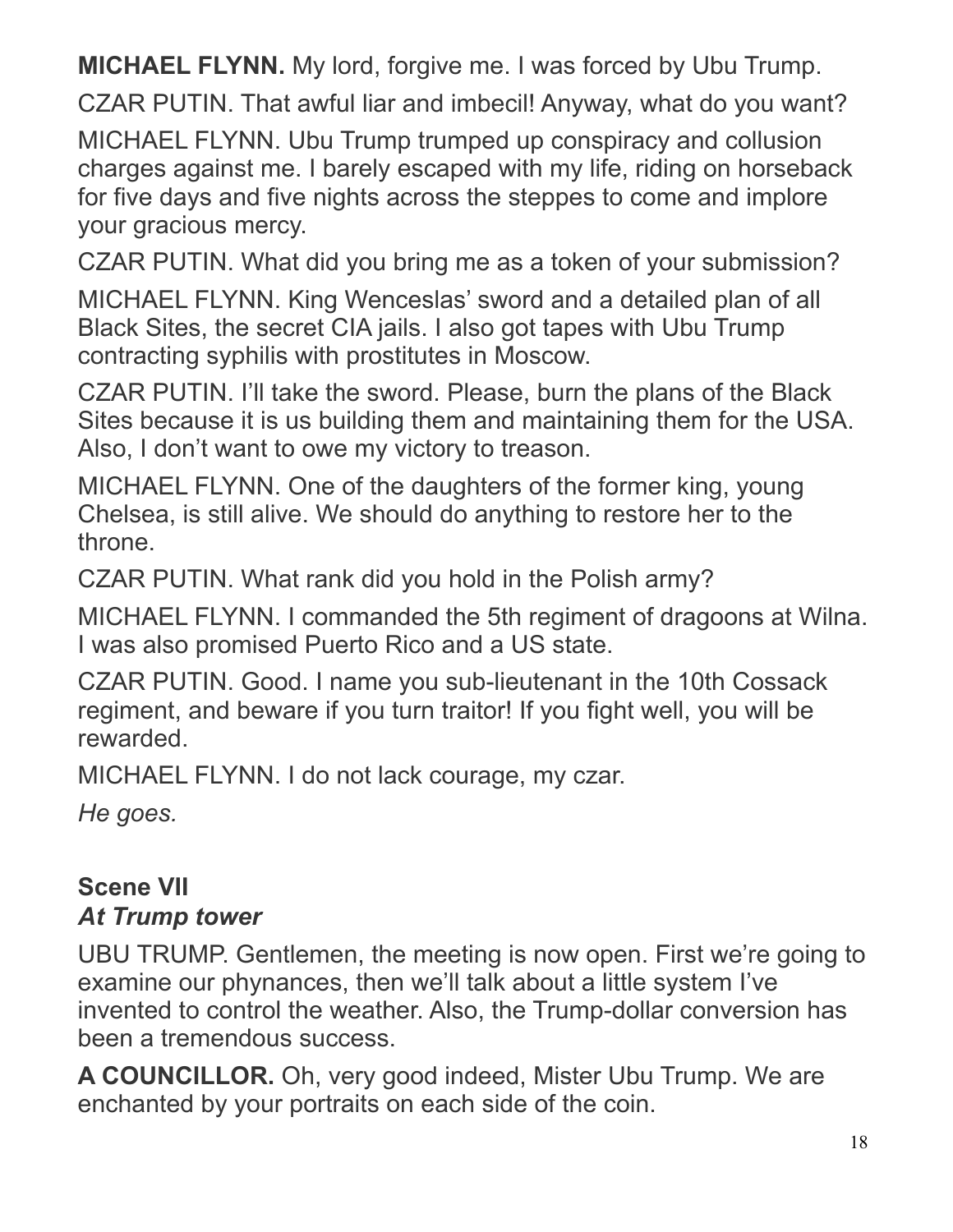**MICHAEL FLYNN.** My lord, forgive me. I was forced by Ubu Trump.

CZAR PUTIN. That awful liar and imbecil! Anyway, what do you want?

MICHAEL FLYNN. Ubu Trump trumped up conspiracy and collusion charges against me. I barely escaped with my life, riding on horseback for five days and five nights across the steppes to come and implore your gracious mercy.

CZAR PUTIN. What did you bring me as a token of your submission?

MICHAEL FLYNN. King Wenceslas' sword and a detailed plan of all Black Sites, the secret CIA jails. I also got tapes with Ubu Trump contracting syphilis with prostitutes in Moscow.

CZAR PUTIN. I'll take the sword. Please, burn the plans of the Black Sites because it is us building them and maintaining them for the USA. Also, I don't want to owe my victory to treason.

MICHAEL FLYNN. One of the daughters of the former king, young Chelsea, is still alive. We should do anything to restore her to the throne.

CZAR PUTIN. What rank did you hold in the Polish army?

MICHAEL FLYNN. I commanded the 5th regiment of dragoons at Wilna. I was also promised Puerto Rico and a US state.

CZAR PUTIN. Good. I name you sub-lieutenant in the 10th Cossack regiment, and beware if you turn traitor! If you fight well, you will be rewarded.

MICHAEL FLYNN. I do not lack courage, my czar.

*He goes.*

### Scene VII
### *At Trump tower*

UBU TRUMP. Gentlemen, the meeting is now open. First we're going to examine our phynances, then we'll talk about a little system I've invented to control the weather. Also, the Trump-dollar conversion has been a tremendous success.

**A COUNCILLOR.** Oh, very good indeed, Mister Ubu Trump. We are enchanted by your portraits on each side of the coin.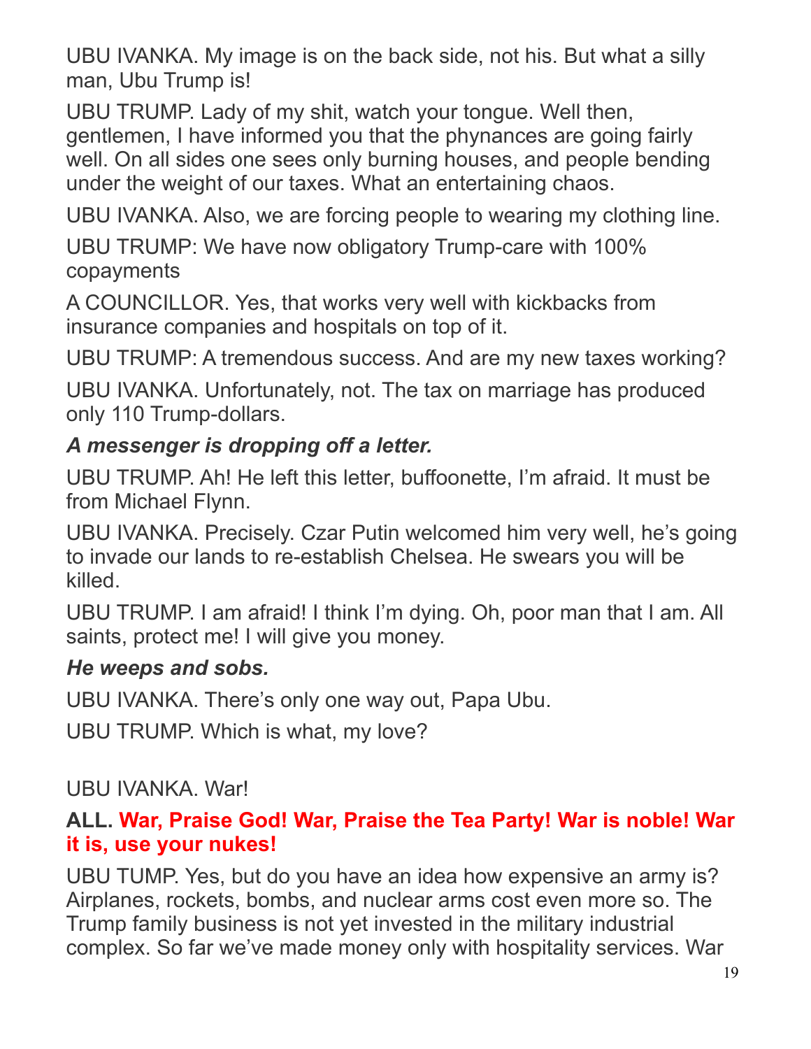UBU IVANKA. My image is on the back side, not his. But what a silly man, Ubu Trump is!

UBU TRUMP. Lady of my shit, watch your tongue. Well then, gentlemen, I have informed you that the phynances are going fairly well. On all sides one sees only burning houses, and people bending under the weight of our taxes. What an entertaining chaos.

UBU IVANKA. Also, we are forcing people to wearing my clothing line.

UBU TRUMP: We have now obligatory Trump-care with 100% copayments

A COUNCILLOR. Yes, that works very well with kickbacks from insurance companies and hospitals on top of it.

UBU TRUMP: A tremendous success. And are my new taxes working?

UBU IVANKA. Unfortunately, not. The tax on marriage has produced only 110 Trump-dollars.

***A messenger is dropping off a letter.***

UBU TRUMP. Ah! He left this letter, buffoonette, I'm afraid. It must be from Michael Flynn.

UBU IVANKA. Precisely. Czar Putin welcomed him very well, he's going to invade our lands to re-establish Chelsea. He swears you will be killed.

UBU TRUMP. I am afraid! I think I'm dying. Oh, poor man that I am. All saints, protect me! I will give you money.

***He weeps and sobs.***

UBU IVANKA. There's only one way out, Papa Ubu.

UBU TRUMP. Which is what, my love?

UBU IVANKA. War!

**ALL. War, Praise God! War, Praise the Tea Party! War is noble! War it is, use your nukes!**

UBU TUMP. Yes, but do you have an idea how expensive an army is? Airplanes, rockets, bombs, and nuclear arms cost even more so. The Trump family business is not yet invested in the military industrial complex. So far we've made money only with hospitality services. War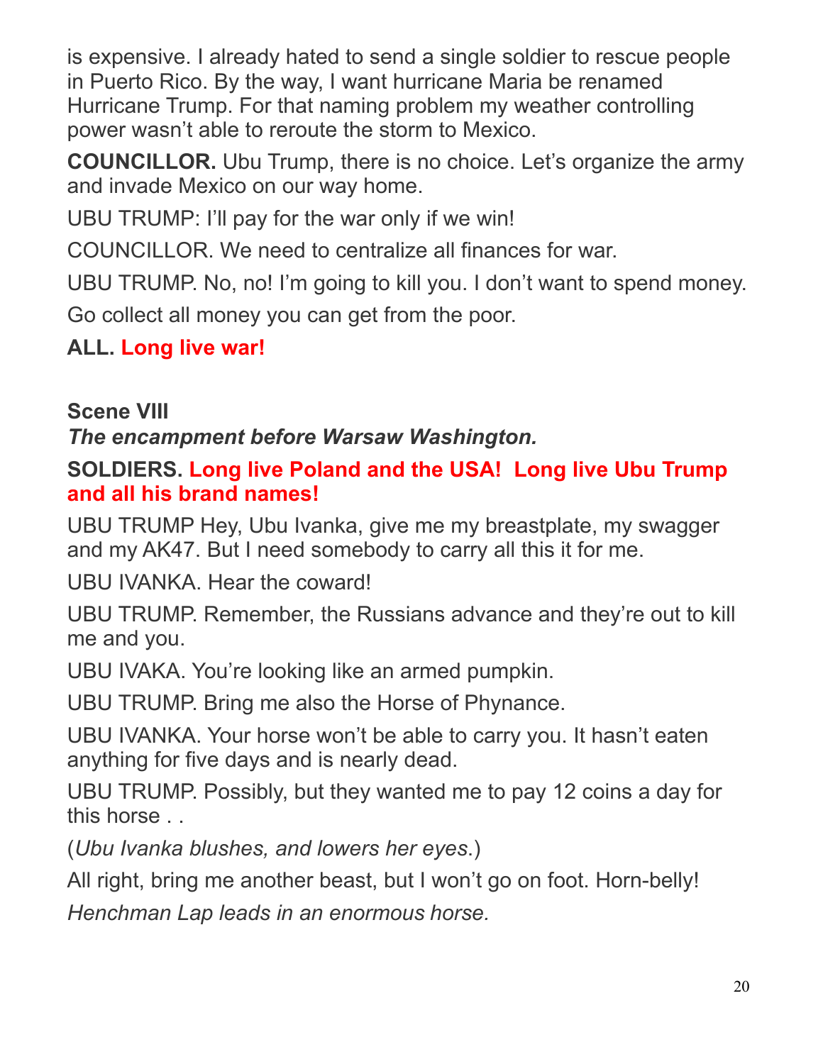is expensive. I already hated to send a single soldier to rescue people in Puerto Rico. By the way, I want hurricane Maria be renamed Hurricane Trump. For that naming problem my weather controlling power wasn't able to reroute the storm to Mexico.

**COUNCILLOR.** Ubu Trump, there is no choice. Let's organize the army and invade Mexico on our way home.

UBU TRUMP: I'll pay for the war only if we win!

COUNCILLOR. We need to centralize all finances for war.

UBU TRUMP. No, no! I'm going to kill you. I don't want to spend money.

Go collect all money you can get from the poor.

**ALL. Long live war!**

**Scene VIII**

***The encampment before Warsaw Washington.***

**SOLDIERS. Long live Poland and the USA! Long live Ubu Trump and all his brand names!**

UBU TRUMP Hey, Ubu Ivanka, give me my breastplate, my swagger and my AK47. But I need somebody to carry all this it for me.

UBU IVANKA. Hear the coward!

UBU TRUMP. Remember, the Russians advance and they're out to kill me and you.

UBU IVAKA. You're looking like an armed pumpkin.

UBU TRUMP. Bring me also the Horse of Phynance.

UBU IVANKA. Your horse won't be able to carry you. It hasn't eaten anything for five days and is nearly dead.

UBU TRUMP. Possibly, but they wanted me to pay 12 coins a day for this horse . .

(*Ubu Ivanka blushes, and lowers her eyes.*)

All right, bring me another beast, but I won't go on foot. Horn-belly!

*Henchman Lap leads in an enormous horse.*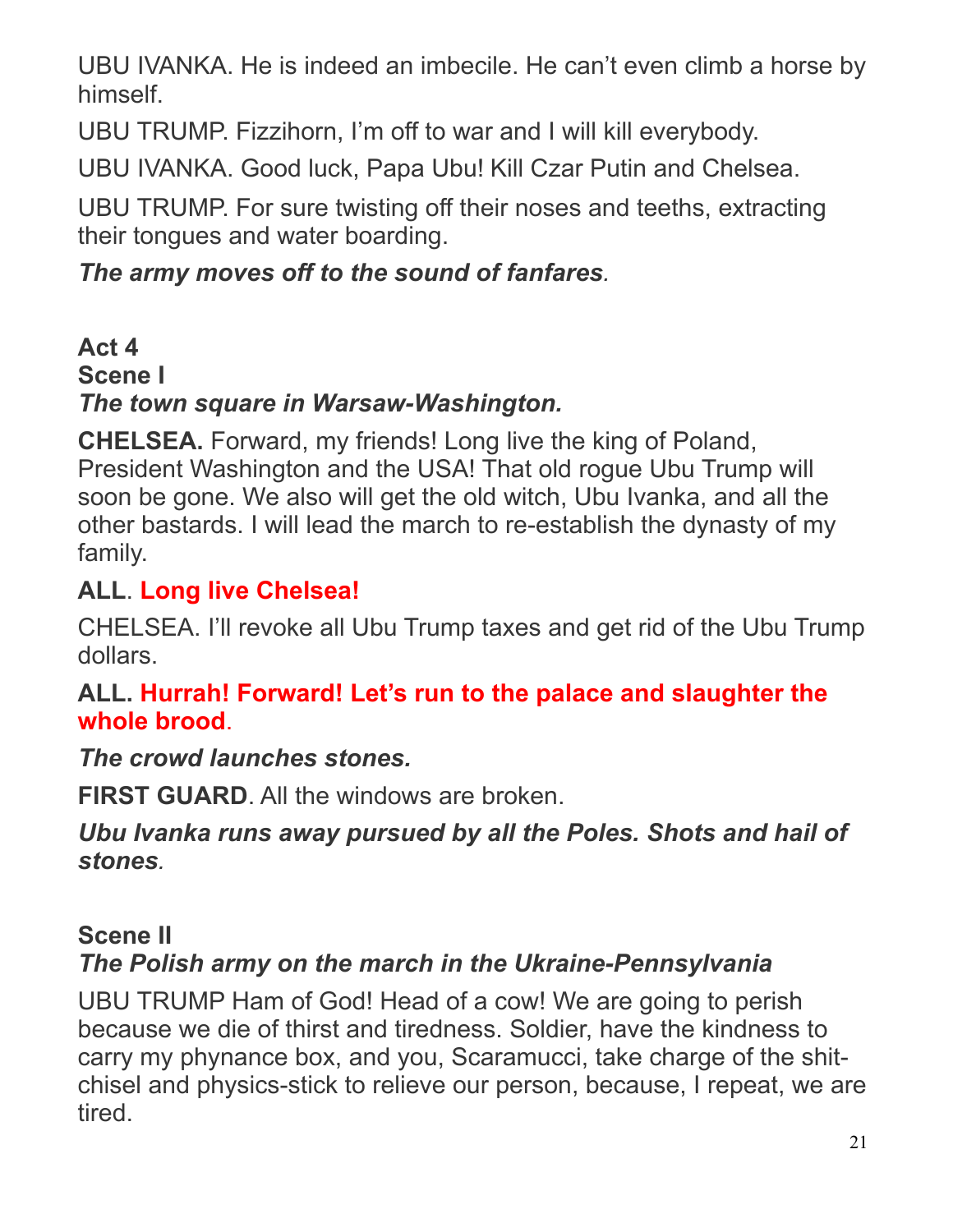UBU IVANKA. He is indeed an imbecile. He can't even climb a horse by himself.

UBU TRUMP. Fizzihorn, I'm off to war and I will kill everybody.

UBU IVANKA. Good luck, Papa Ubu! Kill Czar Putin and Chelsea.

UBU TRUMP. For sure twisting off their noses and teeths, extracting their tongues and water boarding.

***The army moves off to the sound of fanfares.***

**Act 4**
**Scene I**
***The town square in Warsaw-Washington.***

**CHELSEA.** Forward, my friends! Long live the king of Poland, President Washington and the USA! That old rogue Ubu Trump will soon be gone. We also will get the old witch, Ubu Ivanka, and all the other bastards. I will lead the march to re-establish the dynasty of my family.

**ALL**. **Long live Chelsea!**

CHELSEA. I'll revoke all Ubu Trump taxes and get rid of the Ubu Trump dollars.

**ALL. Hurrah! Forward! Let's run to the palace and slaughter the whole brood**.

***The crowd launches stones.***

**FIRST GUARD**. All the windows are broken.

***Ubu Ivanka runs away pursued by all the Poles. Shots and hail of stones.***

**Scene II**
***The Polish army on the march in the Ukraine-Pennsylvania***

UBU TRUMP Ham of God! Head of a cow! We are going to perish because we die of thirst and tiredness. Soldier, have the kindness to carry my phynance box, and you, Scaramucci, take charge of the shit-chisel and physics-stick to relieve our person, because, I repeat, we are tired.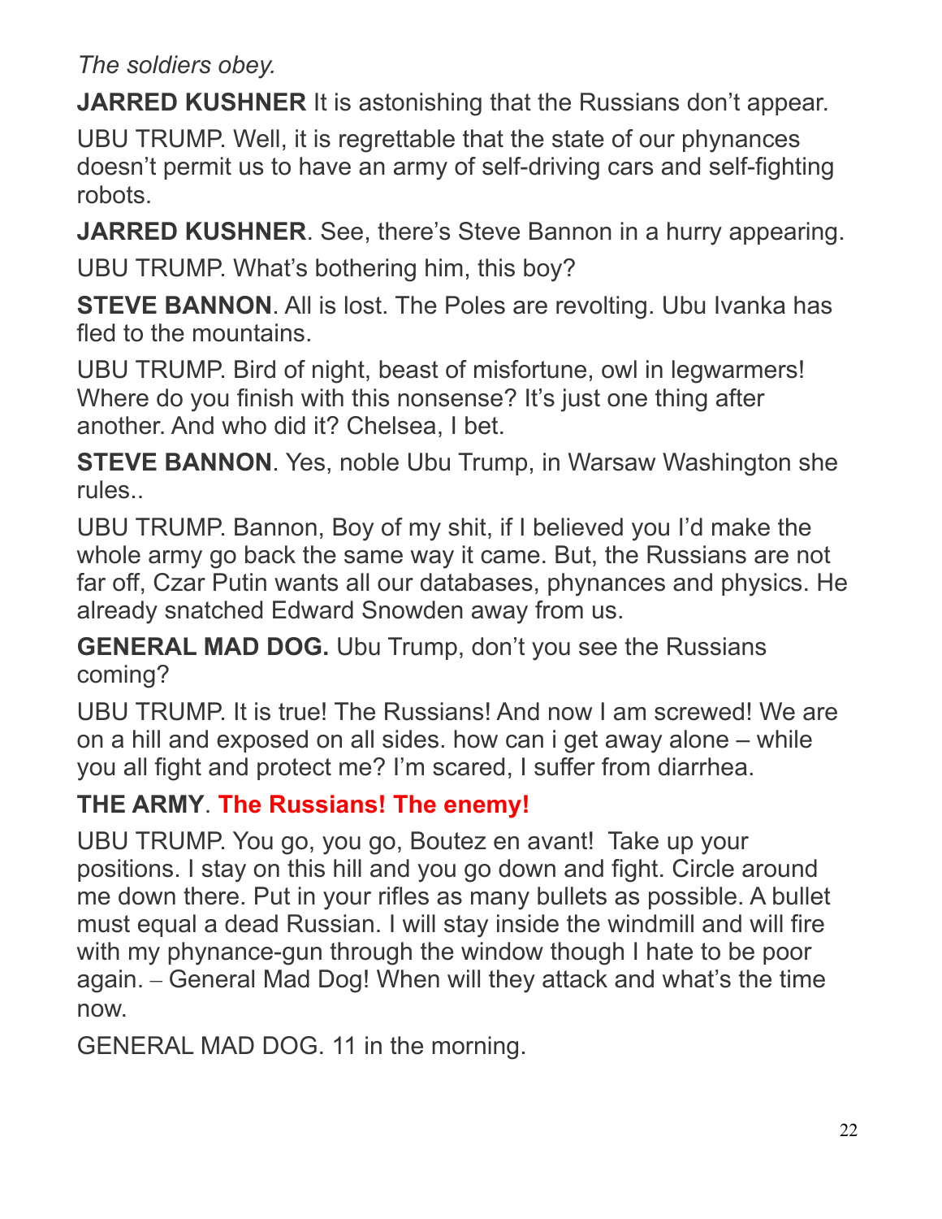*The soldiers obey.*

**JARRED KUSHNER** It is astonishing that the Russians don't appear.

UBU TRUMP. Well, it is regrettable that the state of our phynances doesn't permit us to have an army of self-driving cars and self-fighting robots.

**JARRED KUSHNER**. See, there's Steve Bannon in a hurry appearing.

UBU TRUMP. What's bothering him, this boy?

**STEVE BANNON**. All is lost. The Poles are revolting. Ubu Ivanka has fled to the mountains.

UBU TRUMP. Bird of night, beast of misfortune, owl in legwarmers! Where do you finish with this nonsense? It's just one thing after another. And who did it? Chelsea, I bet.

**STEVE BANNON**. Yes, noble Ubu Trump, in Warsaw Washington she rules..

UBU TRUMP. Bannon, Boy of my shit, if I believed you I'd make the whole army go back the same way it came. But, the Russians are not far off, Czar Putin wants all our databases, phynances and physics. He already snatched Edward Snowden away from us.

**GENERAL MAD DOG.** Ubu Trump, don't you see the Russians coming?

UBU TRUMP. It is true! The Russians! And now I am screwed! We are on a hill and exposed on all sides. how can i get away alone – while you all fight and protect me? I'm scared, I suffer from diarrhea.

**THE ARMY**. **The Russians! The enemy!**

UBU TRUMP. You go, you go, Boutez en avant! Take up your positions. I stay on this hill and you go down and fight. Circle around me down there. Put in your rifles as many bullets as possible. A bullet must equal a dead Russian. I will stay inside the windmill and will fire with my phynance-gun through the window though I hate to be poor again. – General Mad Dog! When will they attack and what's the time now.

GENERAL MAD DOG. 11 in the morning.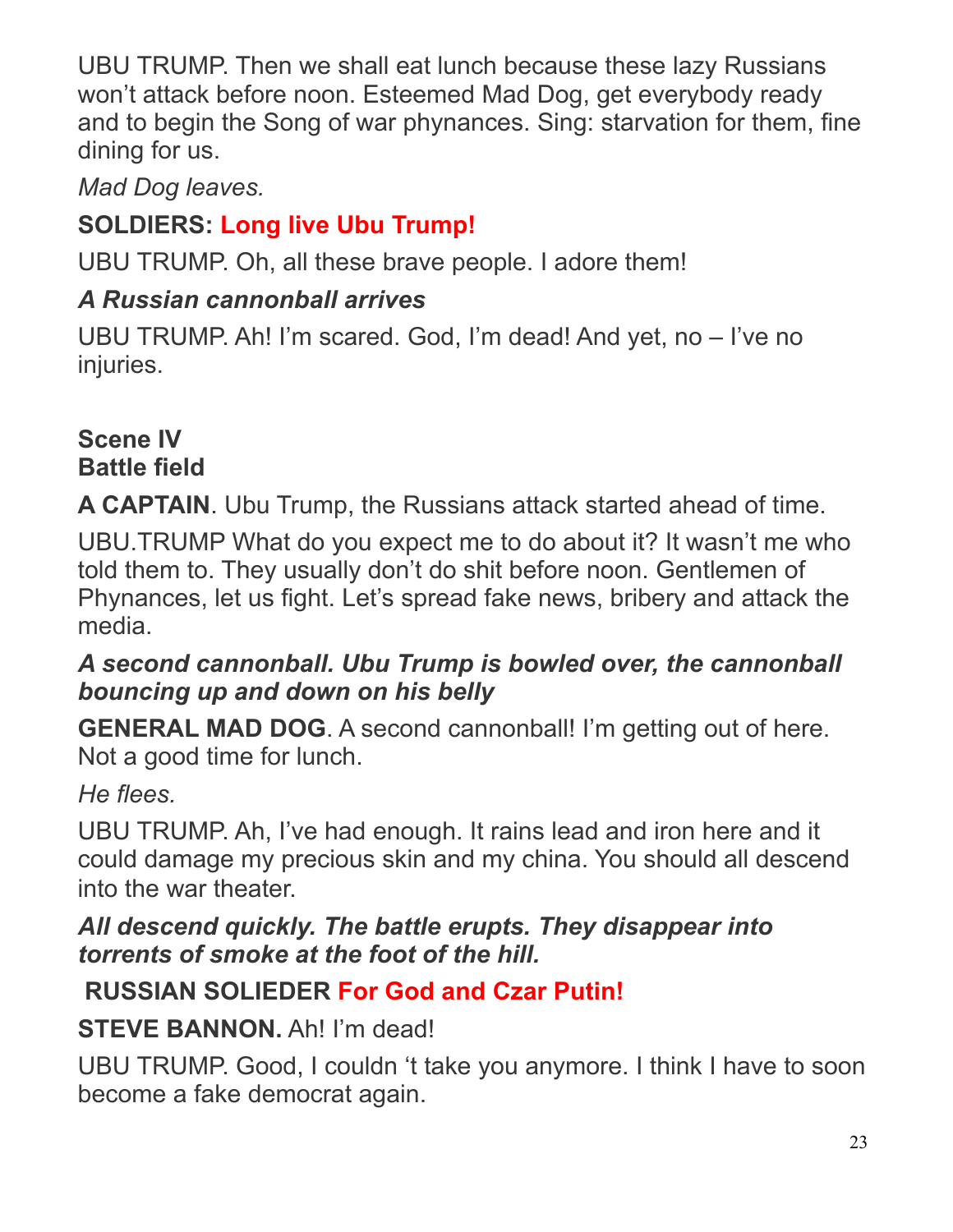UBU TRUMP. Then we shall eat lunch because these lazy Russians won't attack before noon. Esteemed Mad Dog, get everybody ready and to begin the Song of war phynances. Sing: starvation for them, fine dining for us.

*Mad Dog leaves.*

**SOLDIERS: Long live Ubu Trump!**

UBU TRUMP. Oh, all these brave people. I adore them!

***A Russian cannonball arrives***

UBU TRUMP. Ah! I'm scared. God, I'm dead! And yet, no – I've no injuries.

**Scene IV**
**Battle field**

**A CAPTAIN**. Ubu Trump, the Russians attack started ahead of time.

UBU.TRUMP What do you expect me to do about it? It wasn't me who told them to. They usually don't do shit before noon. Gentlemen of Phynances, let us fight. Let's spread fake news, bribery and attack the media.

***A second cannonball. Ubu Trump is bowled over, the cannonball bouncing up and down on his belly***

**GENERAL MAD DOG**. A second cannonball! I'm getting out of here. Not a good time for lunch.

*He flees.*

UBU TRUMP. Ah, I've had enough. It rains lead and iron here and it could damage my precious skin and my china. You should all descend into the war theater.

***All descend quickly. The battle erupts. They disappear into torrents of smoke at the foot of the hill.***

**RUSSIAN SOLIEDER For God and Czar Putin!**

**STEVE BANNON.** Ah! I'm dead!

UBU TRUMP. Good, I couldn 't take you anymore. I think I have to soon become a fake democrat again.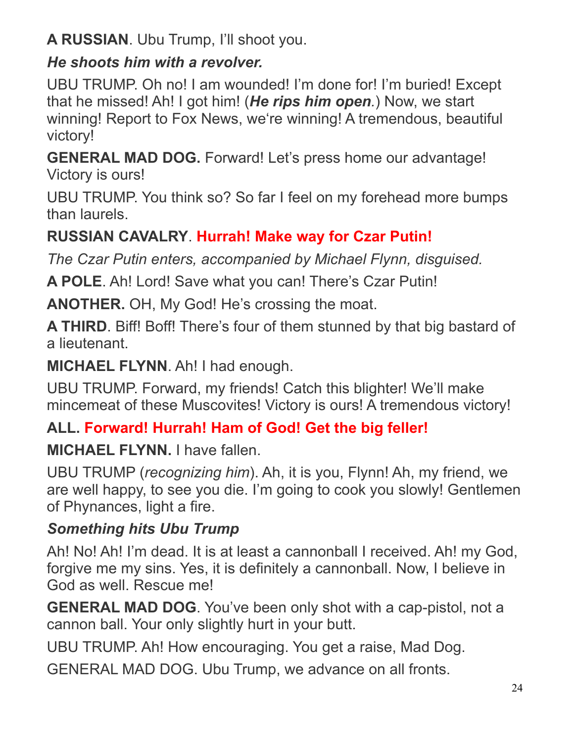**A RUSSIAN**. Ubu Trump, I'll shoot you.

***He shoots him with a revolver.***

UBU TRUMP. Oh no! I am wounded! I'm done for! I'm buried! Except that he missed! Ah! I got him! (***He rips him open***.) Now, we start winning! Report to Fox News, we're winning! A tremendous, beautiful victory!

**GENERAL MAD DOG.** Forward! Let's press home our advantage! Victory is ours!

UBU TRUMP. You think so? So far I feel on my forehead more bumps than laurels.

**RUSSIAN CAVALRY**. **Hurrah! Make way for Czar Putin!**

*The Czar Putin enters, accompanied by Michael Flynn, disguised.*

**A POLE**. Ah! Lord! Save what you can! There's Czar Putin!

**ANOTHER.** OH, My God! He's crossing the moat.

**A THIRD**. Biff! Boff! There's four of them stunned by that big bastard of a lieutenant.

**MICHAEL FLYNN**. Ah! I had enough.

UBU TRUMP. Forward, my friends! Catch this blighter! We'll make mincemeat of these Muscovites! Victory is ours! A tremendous victory!

**ALL. Forward! Hurrah! Ham of God! Get the big feller!**

**MICHAEL FLYNN.** I have fallen.

UBU TRUMP (*recognizing him*). Ah, it is you, Flynn! Ah, my friend, we are well happy, to see you die. I'm going to cook you slowly! Gentlemen of Phynances, light a fire.

***Something hits Ubu Trump***

Ah! No! Ah! I'm dead. It is at least a cannonball I received. Ah! my God, forgive me my sins. Yes, it is definitely a cannonball. Now, I believe in God as well. Rescue me!

**GENERAL MAD DOG**. You've been only shot with a cap-pistol, not a cannon ball. Your only slightly hurt in your butt.

UBU TRUMP. Ah! How encouraging. You get a raise, Mad Dog.

GENERAL MAD DOG. Ubu Trump, we advance on all fronts.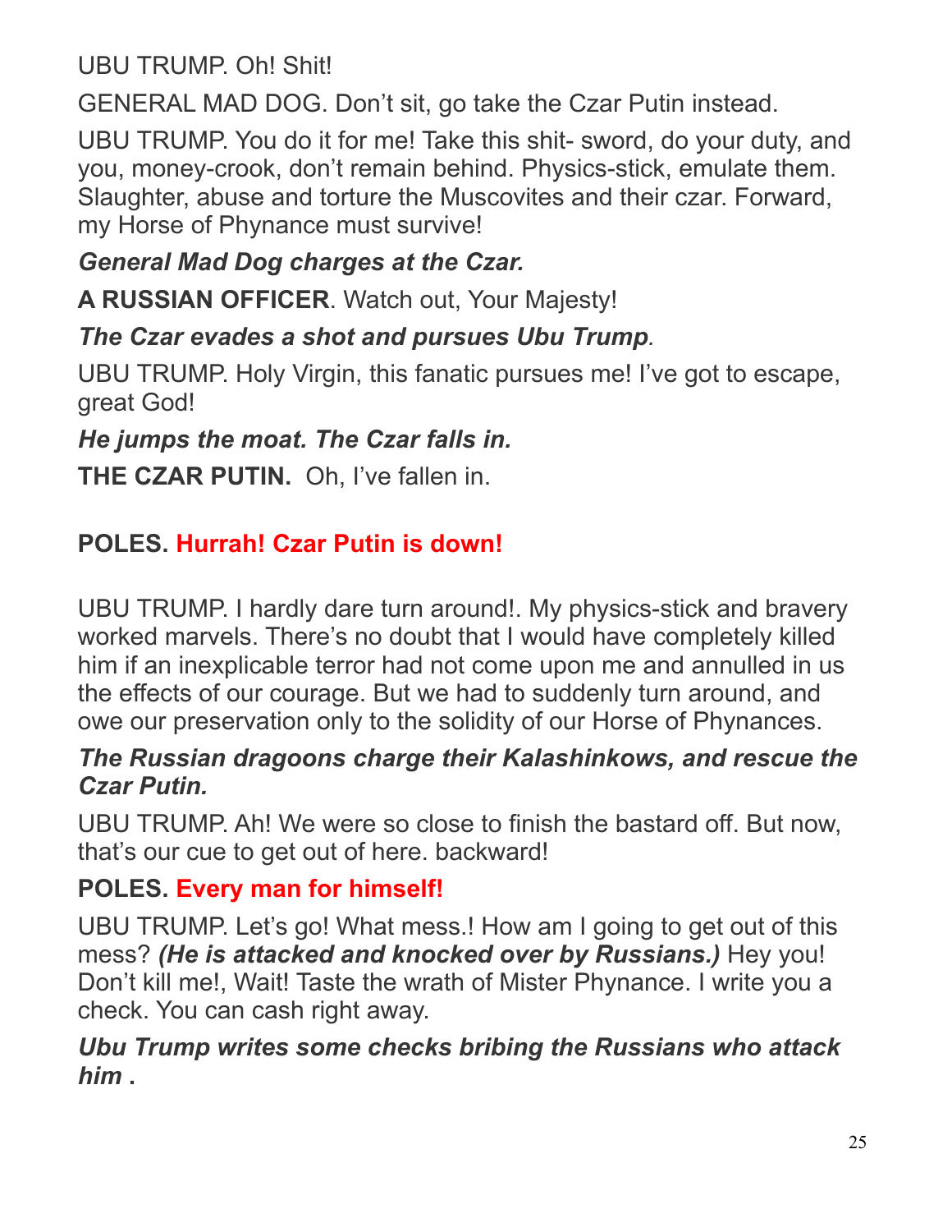UBU TRUMP. Oh! Shit!

GENERAL MAD DOG. Don’t sit, go take the Czar Putin instead.

UBU TRUMP. You do it for me! Take this shit- sword, do your duty, and you, money-crook, don’t remain behind. Physics-stick, emulate them. Slaughter, abuse and torture the Muscovites and their czar. Forward, my Horse of Phynance must survive!

***General Mad Dog charges at the Czar.***

**A RUSSIAN OFFICER**. Watch out, Your Majesty!

***The Czar evades a shot and pursues Ubu Trump.***

UBU TRUMP. Holy Virgin, this fanatic pursues me! I’ve got to escape, great God!

***He jumps the moat. The Czar falls in.***

**THE CZAR PUTIN.** Oh, I’ve fallen in.

**POLES. Hurrah! Czar Putin is down!**

UBU TRUMP. I hardly dare turn around!. My physics-stick and bravery worked marvels. There’s no doubt that I would have completely killed him if an inexplicable terror had not come upon me and annulled in us the effects of our courage. But we had to suddenly turn around, and owe our preservation only to the solidity of our Horse of Phynances.

***The Russian dragoons charge their Kalashinkows, and rescue the Czar Putin.***

UBU TRUMP. Ah! We were so close to finish the bastard off. But now, that’s our cue to get out of here. backward!

**POLES. Every man for himself!**

UBU TRUMP. Let’s go! What mess.! How am I going to get out of this mess? ***(He is attacked and knocked over by Russians.)*** Hey you! Don’t kill me!, Wait! Taste the wrath of Mister Phynance. I write you a check. You can cash right away.

***Ubu Trump writes some checks bribing the Russians who attack him .***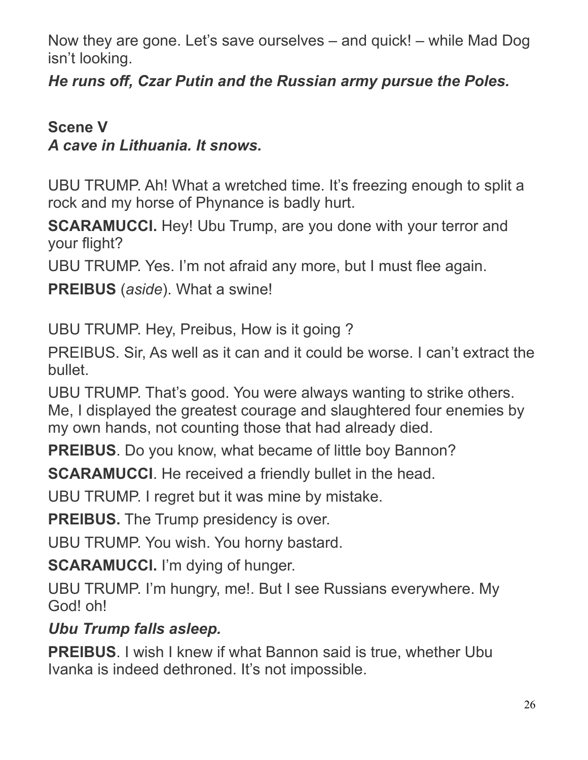Now they are gone. Let's save ourselves – and quick! – while Mad Dog isn't looking.

***He runs off, Czar Putin and the Russian army pursue the Poles.***

**Scene V**
***A cave in Lithuania. It snows.***

UBU TRUMP. Ah! What a wretched time. It's freezing enough to split a rock and my horse of Phynance is badly hurt.

**SCARAMUCCI.** Hey! Ubu Trump, are you done with your terror and your flight?

UBU TRUMP. Yes. I'm not afraid any more, but I must flee again.

**PREIBUS** (*aside*). What a swine!

UBU TRUMP. Hey, Preibus, How is it going ?

PREIBUS. Sir, As well as it can and it could be worse. I can't extract the bullet.

UBU TRUMP. That's good. You were always wanting to strike others. Me, I displayed the greatest courage and slaughtered four enemies by my own hands, not counting those that had already died.

**PREIBUS**. Do you know, what became of little boy Bannon?

**SCARAMUCCI**. He received a friendly bullet in the head.

UBU TRUMP. I regret but it was mine by mistake.

**PREIBUS.** The Trump presidency is over.

UBU TRUMP. You wish. You horny bastard.

**SCARAMUCCI.** I'm dying of hunger.

UBU TRUMP. I'm hungry, me!. But I see Russians everywhere. My God! oh!

***Ubu Trump falls asleep.***

**PREIBUS**. I wish I knew if what Bannon said is true, whether Ubu Ivanka is indeed dethroned. It's not impossible.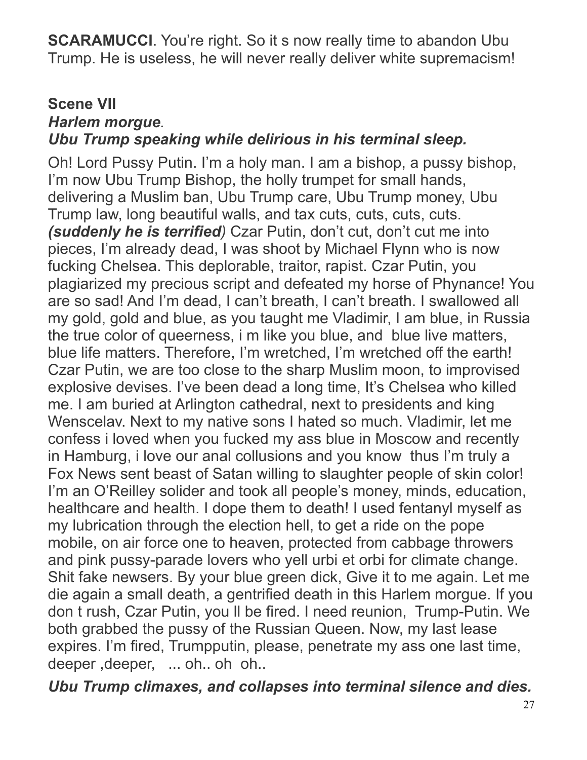**SCARAMUCCI**. You're right. So it s now really time to abandon Ubu Trump. He is useless, he will never really deliver white supremacism!

### Scene VII

***Harlem morgue**.*

***Ubu Trump speaking while delirious in his terminal sleep.***

Oh! Lord Pussy Putin. I'm a holy man. I am a bishop, a pussy bishop, I'm now Ubu Trump Bishop, the holly trumpet for small hands, delivering a Muslim ban, Ubu Trump care, Ubu Trump money, Ubu Trump law, long beautiful walls, and tax cuts, cuts, cuts, cuts. ***(suddenly he is terrified)*** Czar Putin, don't cut, don't cut me into pieces, I'm already dead, I was shoot by Michael Flynn who is now fucking Chelsea. This deplorable, traitor, rapist. Czar Putin, you plagiarized my precious script and defeated my horse of Phynance! You are so sad! And I'm dead, I can't breath, I can't breath. I swallowed all my gold, gold and blue, as you taught me Vladimir, I am blue, in Russia the true color of queerness, i m like you blue, and blue live matters, blue life matters. Therefore, I'm wretched, I'm wretched off the earth! Czar Putin, we are too close to the sharp Muslim moon, to improvised explosive devises. I've been dead a long time, It's Chelsea who killed me. I am buried at Arlington cathedral, next to presidents and king Wenscelav. Next to my native sons I hated so much. Vladimir, let me confess i loved when you fucked my ass blue in Moscow and recently in Hamburg, i love our anal collusions and you know thus I'm truly a Fox News sent beast of Satan willing to slaughter people of skin color! I'm an O'Reilley solider and took all people's money, minds, education, healthcare and health. I dope them to death! I used fentanyl myself as my lubrication through the election hell, to get a ride on the pope mobile, on air force one to heaven, protected from cabbage throwers and pink pussy-parade lovers who yell urbi et orbi for climate change. Shit fake newsers. By your blue green dick, Give it to me again. Let me die again a small death, a gentrified death in this Harlem morgue. If you don t rush, Czar Putin, you ll be fired. I need reunion, Trump-Putin. We both grabbed the pussy of the Russian Queen. Now, my last lease expires. I'm fired, Trumpputin, please, penetrate my ass one last time, deeper ,deeper, ... oh.. oh oh..

***Ubu Trump climaxes, and collapses into terminal silence and dies.***